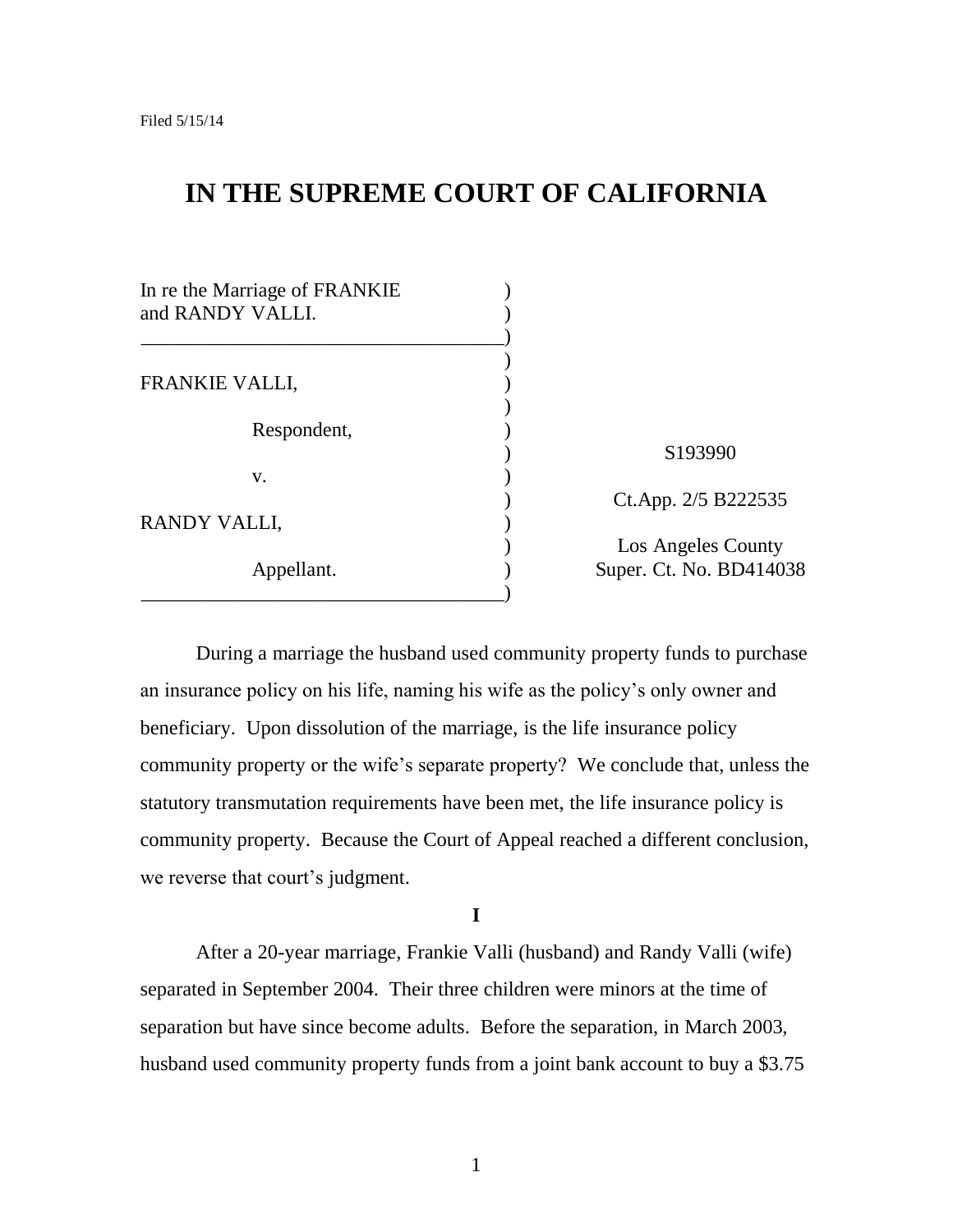Filed 5/15/14

# IN THE SUPREME COURT OF CALIFORNIA

| | |
|---|---|
| In re the Marriage of FRANKIE and RANDY VALLI. | |
| FRANKIE VALLI, | |
| Respondent, | S193990 |
| v. | Ct.App. 2/5 B222535 |
| RANDY VALLI, | Los Angeles County |
| Appellant. | Super. Ct. No. BD414038 |

During a marriage the husband used community property funds to purchase an insurance policy on his life, naming his wife as the policy's only owner and beneficiary. Upon dissolution of the marriage, is the life insurance policy community property or the wife's separate property? We conclude that, unless the statutory transmutation requirements have been met, the life insurance policy is community property. Because the Court of Appeal reached a different conclusion, we reverse that court's judgment.

**I**

After a 20-year marriage, Frankie Valli (husband) and Randy Valli (wife) separated in September 2004. Their three children were minors at the time of separation but have since become adults. Before the separation, in March 2003, husband used community property funds from a joint bank account to buy a $3.75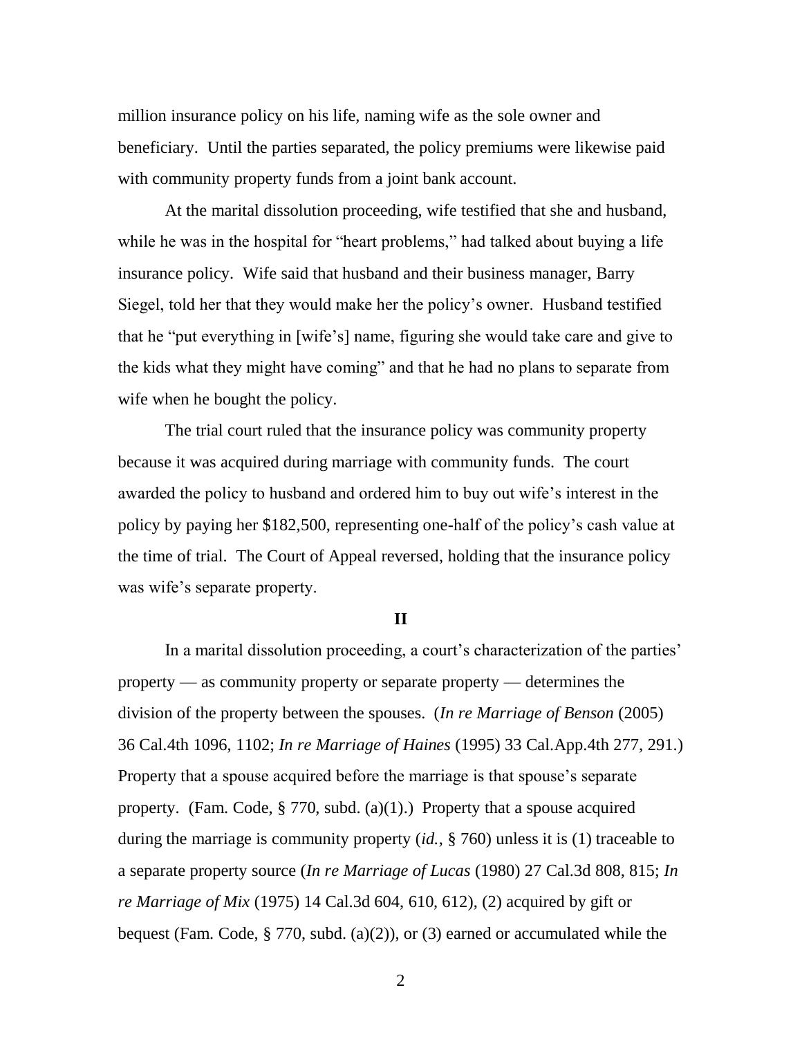million insurance policy on his life, naming wife as the sole owner and beneficiary. Until the parties separated, the policy premiums were likewise paid with community property funds from a joint bank account.

At the marital dissolution proceeding, wife testified that she and husband, while he was in the hospital for "heart problems," had talked about buying a life insurance policy. Wife said that husband and their business manager, Barry Siegel, told her that they would make her the policy's owner. Husband testified that he "put everything in [wife's] name, figuring she would take care and give to the kids what they might have coming" and that he had no plans to separate from wife when he bought the policy.

The trial court ruled that the insurance policy was community property because it was acquired during marriage with community funds. The court awarded the policy to husband and ordered him to buy out wife's interest in the policy by paying her $182,500, representing one-half of the policy's cash value at the time of trial. The Court of Appeal reversed, holding that the insurance policy was wife's separate property.

## II

In a marital dissolution proceeding, a court's characterization of the parties' property — as community property or separate property — determines the division of the property between the spouses. (*In re Marriage of Benson* (2005) 36 Cal.4th 1096, 1102; *In re Marriage of Haines* (1995) 33 Cal.App.4th 277, 291.) Property that a spouse acquired before the marriage is that spouse's separate property. (Fam. Code, § 770, subd. (a)(1).) Property that a spouse acquired during the marriage is community property (*id.*, § 760) unless it is (1) traceable to a separate property source (*In re Marriage of Lucas* (1980) 27 Cal.3d 808, 815; *In re Marriage of Mix* (1975) 14 Cal.3d 604, 610, 612), (2) acquired by gift or bequest (Fam. Code, § 770, subd. (a)(2)), or (3) earned or accumulated while the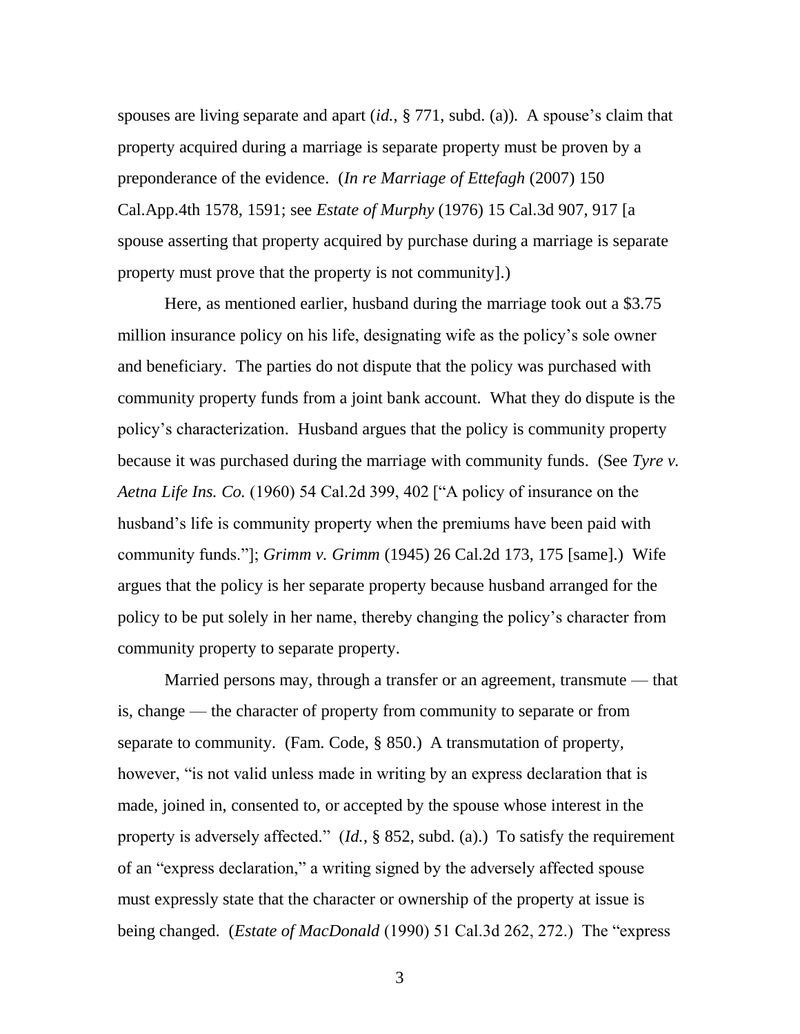spouses are living separate and apart (*id.*, § 771, subd. (a)). A spouse's claim that property acquired during a marriage is separate property must be proven by a preponderance of the evidence. (*In re Marriage of Ettefagh* (2007) 150 Cal.App.4th 1578, 1591; see *Estate of Murphy* (1976) 15 Cal.3d 907, 917 [a spouse asserting that property acquired by purchase during a marriage is separate property must prove that the property is not community].)

Here, as mentioned earlier, husband during the marriage took out a $3.75 million insurance policy on his life, designating wife as the policy's sole owner and beneficiary. The parties do not dispute that the policy was purchased with community property funds from a joint bank account. What they do dispute is the policy's characterization. Husband argues that the policy is community property because it was purchased during the marriage with community funds. (See *Tyre v. Aetna Life Ins. Co.* (1960) 54 Cal.2d 399, 402 ["A policy of insurance on the husband's life is community property when the premiums have been paid with community funds."]; *Grimm v. Grimm* (1945) 26 Cal.2d 173, 175 [same].) Wife argues that the policy is her separate property because husband arranged for the policy to be put solely in her name, thereby changing the policy's character from community property to separate property.

Married persons may, through a transfer or an agreement, transmute — that is, change — the character of property from community to separate or from separate to community. (Fam. Code, § 850.) A transmutation of property, however, "is not valid unless made in writing by an express declaration that is made, joined in, consented to, or accepted by the spouse whose interest in the property is adversely affected." (*Id.*, § 852, subd. (a).) To satisfy the requirement of an "express declaration," a writing signed by the adversely affected spouse must expressly state that the character or ownership of the property at issue is being changed. (*Estate of MacDonald* (1990) 51 Cal.3d 262, 272.) The "express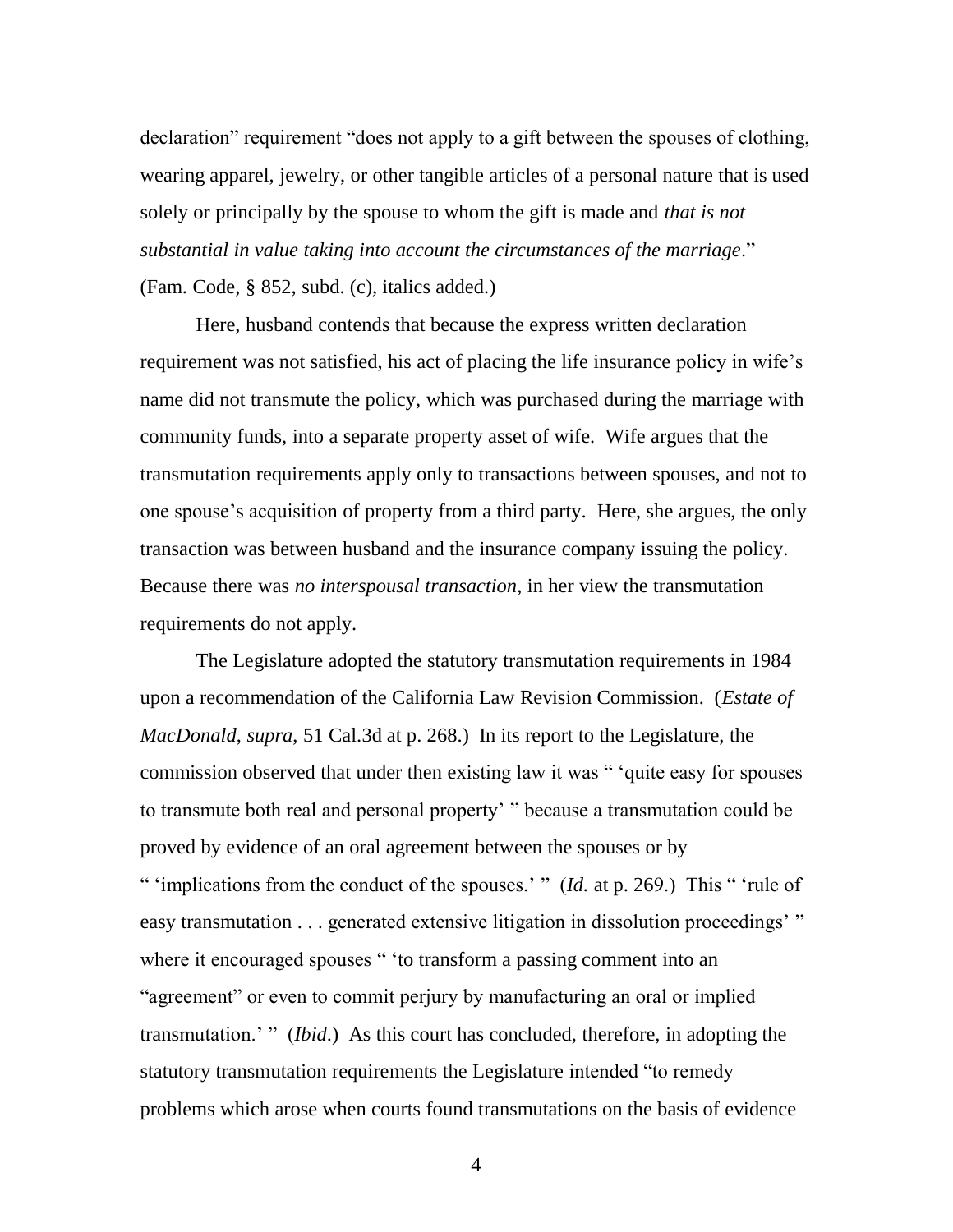declaration" requirement "does not apply to a gift between the spouses of clothing, wearing apparel, jewelry, or other tangible articles of a personal nature that is used solely or principally by the spouse to whom the gift is made and *that is not substantial in value taking into account the circumstances of the marriage*." (Fam. Code, § 852, subd. (c), italics added.)

Here, husband contends that because the express written declaration requirement was not satisfied, his act of placing the life insurance policy in wife's name did not transmute the policy, which was purchased during the marriage with community funds, into a separate property asset of wife. Wife argues that the transmutation requirements apply only to transactions between spouses, and not to one spouse's acquisition of property from a third party. Here, she argues, the only transaction was between husband and the insurance company issuing the policy. Because there was *no interspousal transaction*, in her view the transmutation requirements do not apply.

The Legislature adopted the statutory transmutation requirements in 1984 upon a recommendation of the California Law Revision Commission. (*Estate of MacDonald*, *supra*, 51 Cal.3d at p. 268.) In its report to the Legislature, the commission observed that under then existing law it was " 'quite easy for spouses to transmute both real and personal property' " because a transmutation could be proved by evidence of an oral agreement between the spouses or by " 'implications from the conduct of the spouses.' " (*Id.* at p. 269.) This " 'rule of easy transmutation . . . generated extensive litigation in dissolution proceedings' " where it encouraged spouses " 'to transform a passing comment into an "agreement" or even to commit perjury by manufacturing an oral or implied transmutation.' " (*Ibid*.) As this court has concluded, therefore, in adopting the statutory transmutation requirements the Legislature intended "to remedy problems which arose when courts found transmutations on the basis of evidence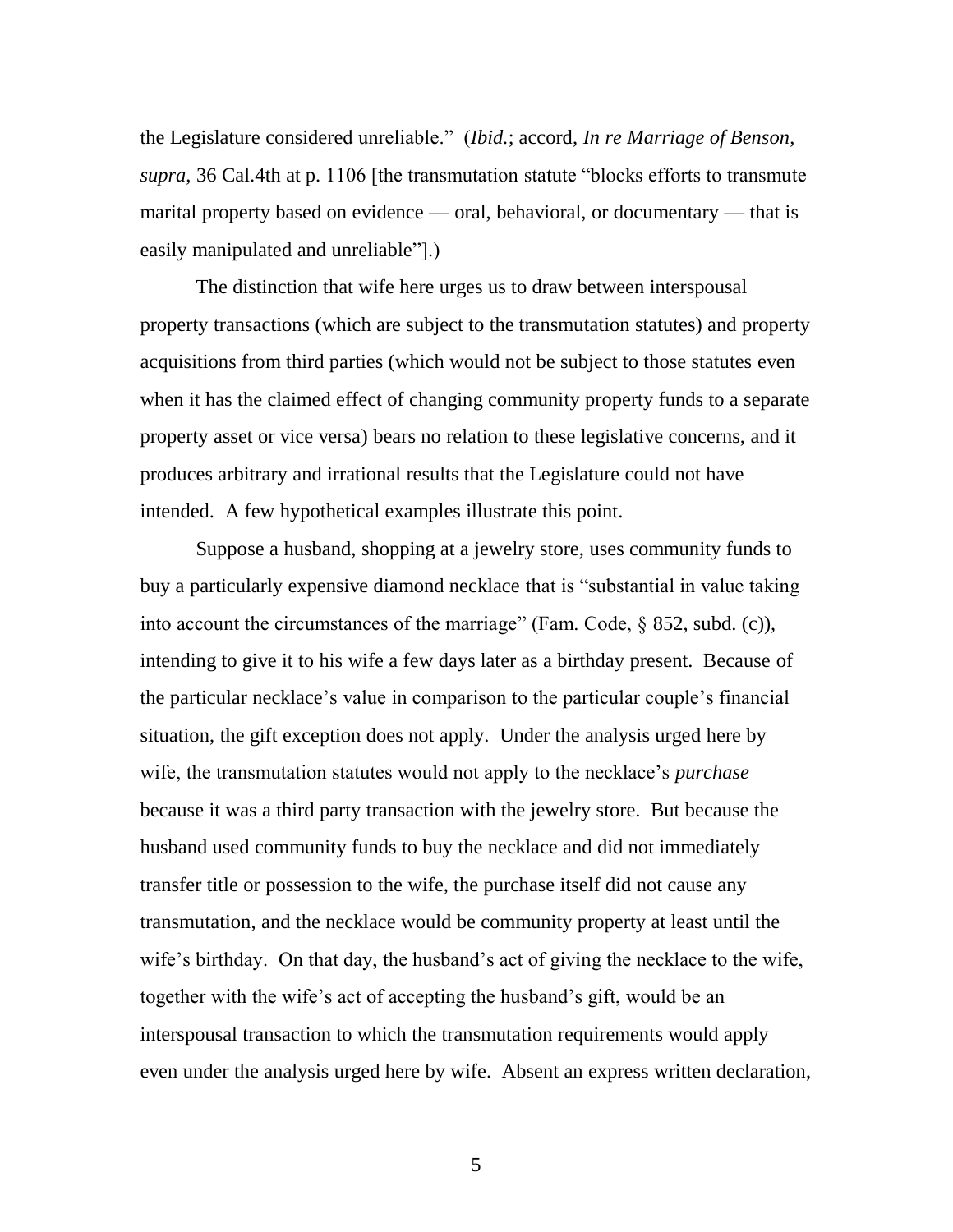the Legislature considered unreliable." (*Ibid.*; accord, *In re Marriage of Benson*, *supra*, 36 Cal.4th at p. 1106 [the transmutation statute "blocks efforts to transmute marital property based on evidence — oral, behavioral, or documentary — that is easily manipulated and unreliable"].)

The distinction that wife here urges us to draw between interspousal property transactions (which are subject to the transmutation statutes) and property acquisitions from third parties (which would not be subject to those statutes even when it has the claimed effect of changing community property funds to a separate property asset or vice versa) bears no relation to these legislative concerns, and it produces arbitrary and irrational results that the Legislature could not have intended. A few hypothetical examples illustrate this point.

Suppose a husband, shopping at a jewelry store, uses community funds to buy a particularly expensive diamond necklace that is "substantial in value taking into account the circumstances of the marriage" (Fam. Code, § 852, subd. (c)), intending to give it to his wife a few days later as a birthday present. Because of the particular necklace's value in comparison to the particular couple's financial situation, the gift exception does not apply. Under the analysis urged here by wife, the transmutation statutes would not apply to the necklace's *purchase* because it was a third party transaction with the jewelry store. But because the husband used community funds to buy the necklace and did not immediately transfer title or possession to the wife, the purchase itself did not cause any transmutation, and the necklace would be community property at least until the wife's birthday. On that day, the husband's act of giving the necklace to the wife, together with the wife's act of accepting the husband's gift, would be an interspousal transaction to which the transmutation requirements would apply even under the analysis urged here by wife. Absent an express written declaration,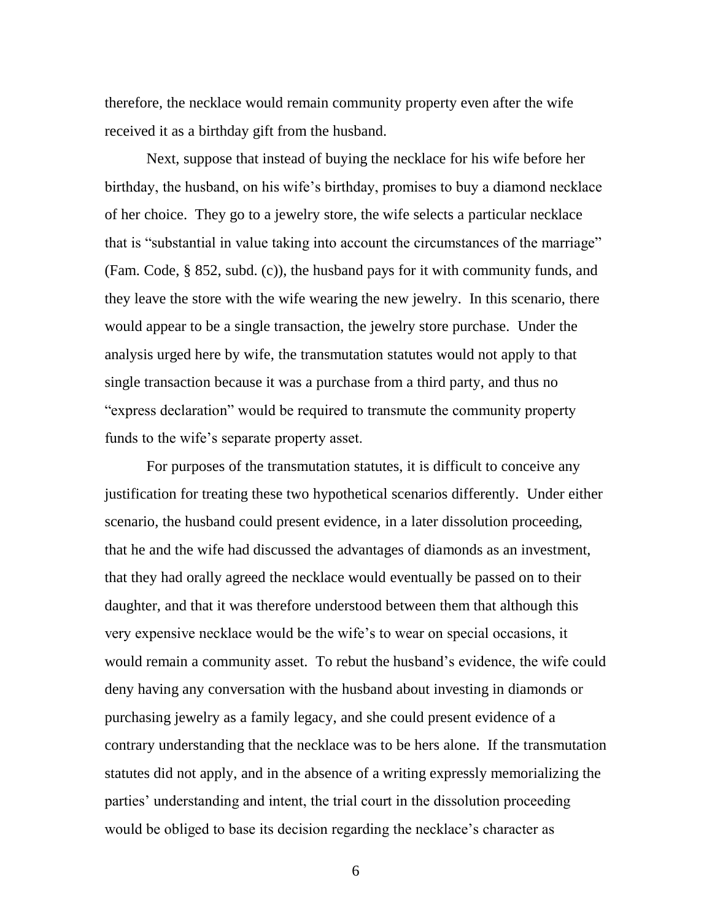therefore, the necklace would remain community property even after the wife received it as a birthday gift from the husband.

Next, suppose that instead of buying the necklace for his wife before her birthday, the husband, on his wife's birthday, promises to buy a diamond necklace of her choice. They go to a jewelry store, the wife selects a particular necklace that is "substantial in value taking into account the circumstances of the marriage" (Fam. Code, § 852, subd. (c)), the husband pays for it with community funds, and they leave the store with the wife wearing the new jewelry. In this scenario, there would appear to be a single transaction, the jewelry store purchase. Under the analysis urged here by wife, the transmutation statutes would not apply to that single transaction because it was a purchase from a third party, and thus no "express declaration" would be required to transmute the community property funds to the wife's separate property asset.

For purposes of the transmutation statutes, it is difficult to conceive any justification for treating these two hypothetical scenarios differently. Under either scenario, the husband could present evidence, in a later dissolution proceeding, that he and the wife had discussed the advantages of diamonds as an investment, that they had orally agreed the necklace would eventually be passed on to their daughter, and that it was therefore understood between them that although this very expensive necklace would be the wife's to wear on special occasions, it would remain a community asset. To rebut the husband's evidence, the wife could deny having any conversation with the husband about investing in diamonds or purchasing jewelry as a family legacy, and she could present evidence of a contrary understanding that the necklace was to be hers alone. If the transmutation statutes did not apply, and in the absence of a writing expressly memorializing the parties' understanding and intent, the trial court in the dissolution proceeding would be obliged to base its decision regarding the necklace's character as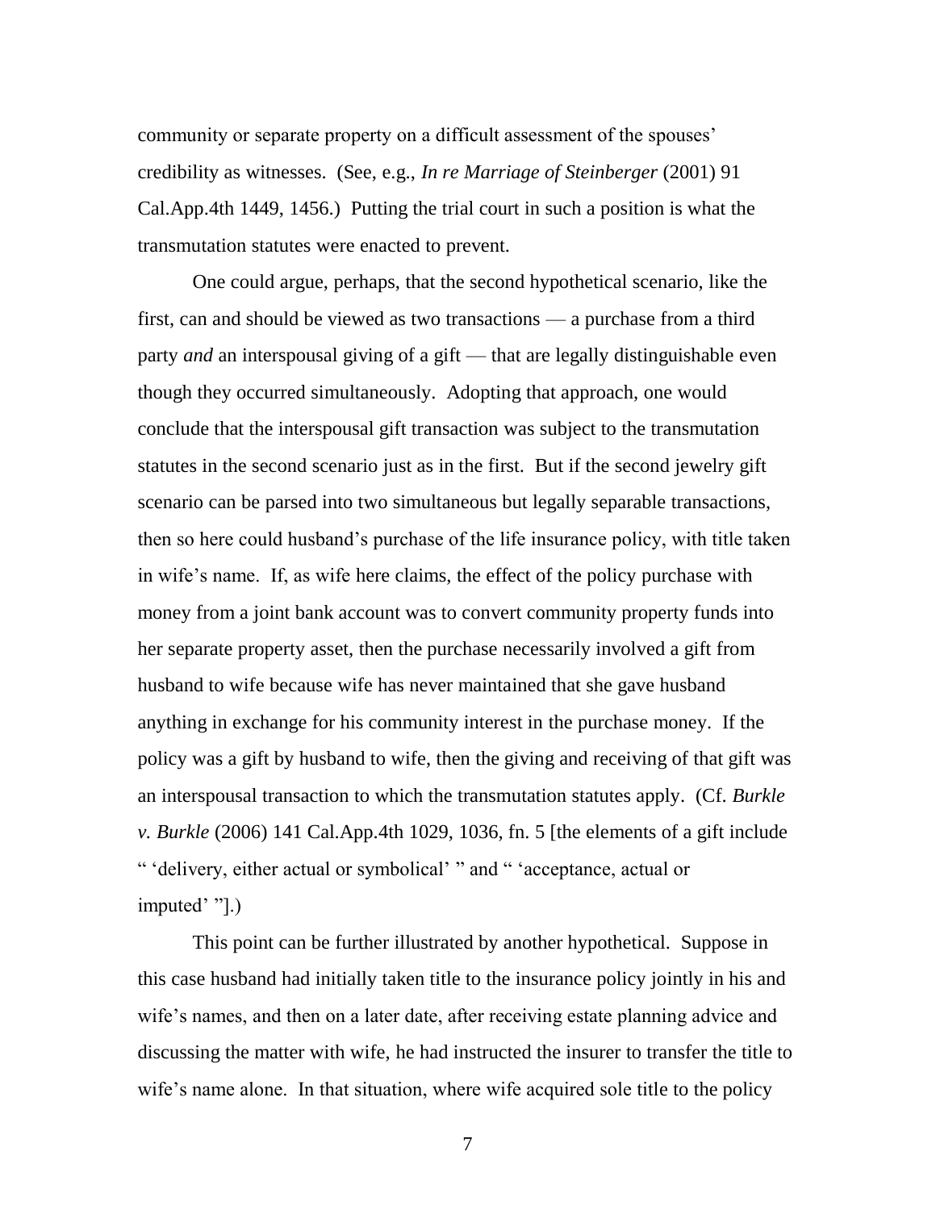community or separate property on a difficult assessment of the spouses' credibility as witnesses. (See, e.g., *In re Marriage of Steinberger* (2001) 91 Cal.App.4th 1449, 1456.) Putting the trial court in such a position is what the transmutation statutes were enacted to prevent.

One could argue, perhaps, that the second hypothetical scenario, like the first, can and should be viewed as two transactions — a purchase from a third party *and* an interspousal giving of a gift — that are legally distinguishable even though they occurred simultaneously. Adopting that approach, one would conclude that the interspousal gift transaction was subject to the transmutation statutes in the second scenario just as in the first. But if the second jewelry gift scenario can be parsed into two simultaneous but legally separable transactions, then so here could husband's purchase of the life insurance policy, with title taken in wife's name. If, as wife here claims, the effect of the policy purchase with money from a joint bank account was to convert community property funds into her separate property asset, then the purchase necessarily involved a gift from husband to wife because wife has never maintained that she gave husband anything in exchange for his community interest in the purchase money. If the policy was a gift by husband to wife, then the giving and receiving of that gift was an interspousal transaction to which the transmutation statutes apply. (Cf. *Burkle v. Burkle* (2006) 141 Cal.App.4th 1029, 1036, fn. 5 [the elements of a gift include " 'delivery, either actual or symbolical' " and " 'acceptance, actual or imputed' "].)

This point can be further illustrated by another hypothetical. Suppose in this case husband had initially taken title to the insurance policy jointly in his and wife's names, and then on a later date, after receiving estate planning advice and discussing the matter with wife, he had instructed the insurer to transfer the title to wife's name alone. In that situation, where wife acquired sole title to the policy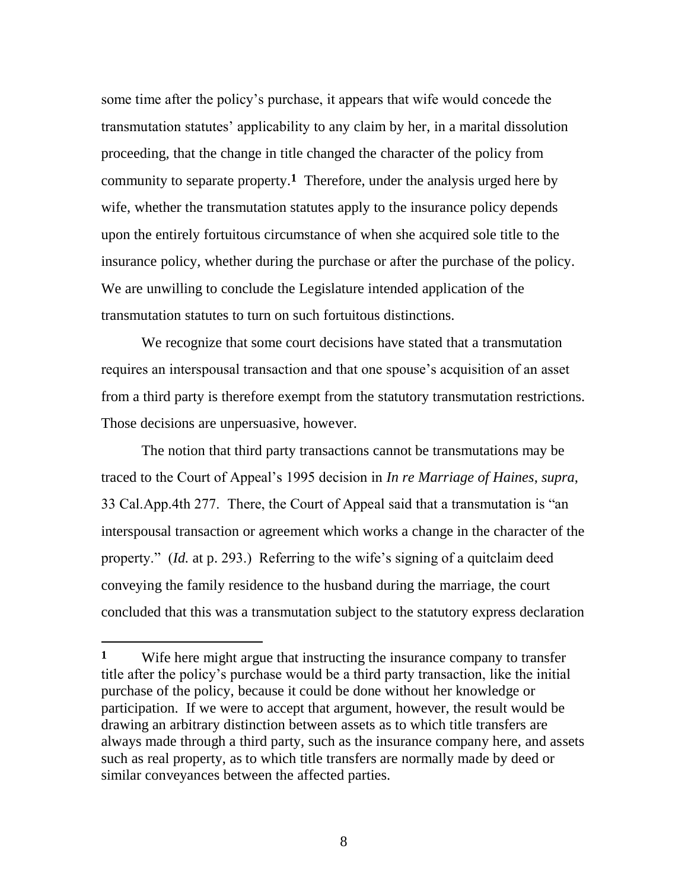some time after the policy's purchase, it appears that wife would concede the transmutation statutes' applicability to any claim by her, in a marital dissolution proceeding, that the change in title changed the character of the policy from community to separate property.[1] Therefore, under the analysis urged here by wife, whether the transmutation statutes apply to the insurance policy depends upon the entirely fortuitous circumstance of when she acquired sole title to the insurance policy, whether during the purchase or after the purchase of the policy. We are unwilling to conclude the Legislature intended application of the transmutation statutes to turn on such fortuitous distinctions.

We recognize that some court decisions have stated that a transmutation requires an interspousal transaction and that one spouse's acquisition of an asset from a third party is therefore exempt from the statutory transmutation restrictions. Those decisions are unpersuasive, however.

The notion that third party transactions cannot be transmutations may be traced to the Court of Appeal's 1995 decision in *In re Marriage of Haines*, *supra*, 33 Cal.App.4th 277. There, the Court of Appeal said that a transmutation is "an interspousal transaction or agreement which works a change in the character of the property." (*Id.* at p. 293.) Referring to the wife's signing of a quitclaim deed conveying the family residence to the husband during the marriage, the court concluded that this was a transmutation subject to the statutory express declaration

---

**1** Wife here might argue that instructing the insurance company to transfer title after the policy's purchase would be a third party transaction, like the initial purchase of the policy, because it could be done without her knowledge or participation. If we were to accept that argument, however, the result would be drawing an arbitrary distinction between assets as to which title transfers are always made through a third party, such as the insurance company here, and assets such as real property, as to which title transfers are normally made by deed or similar conveyances between the affected parties.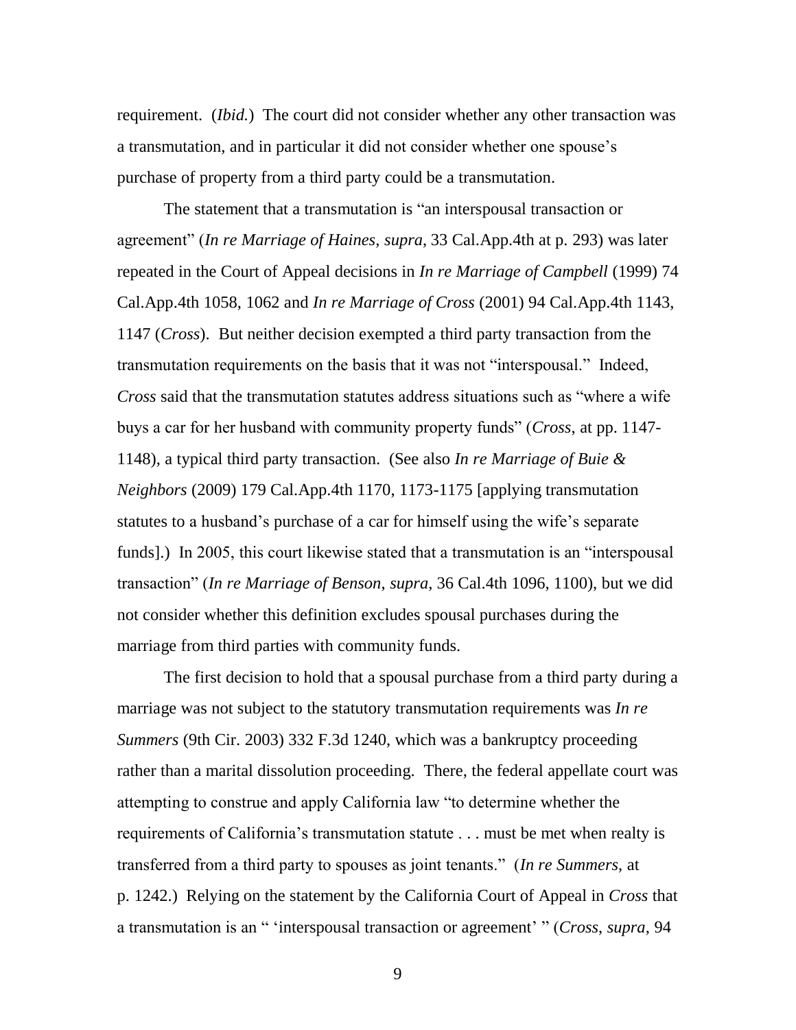requirement. (*Ibid.*) The court did not consider whether any other transaction was a transmutation, and in particular it did not consider whether one spouse's purchase of property from a third party could be a transmutation.

The statement that a transmutation is "an interspousal transaction or agreement" (*In re Marriage of Haines*, *supra*, 33 Cal.App.4th at p. 293) was later repeated in the Court of Appeal decisions in *In re Marriage of Campbell* (1999) 74 Cal.App.4th 1058, 1062 and *In re Marriage of Cross* (2001) 94 Cal.App.4th 1143, 1147 (*Cross*). But neither decision exempted a third party transaction from the transmutation requirements on the basis that it was not "interspousal." Indeed, *Cross* said that the transmutation statutes address situations such as "where a wife buys a car for her husband with community property funds" (*Cross*, at pp. 1147-1148), a typical third party transaction. (See also *In re Marriage of Buie & Neighbors* (2009) 179 Cal.App.4th 1170, 1173-1175 [applying transmutation statutes to a husband's purchase of a car for himself using the wife's separate funds].) In 2005, this court likewise stated that a transmutation is an "interspousal transaction" (*In re Marriage of Benson*, *supra*, 36 Cal.4th 1096, 1100), but we did not consider whether this definition excludes spousal purchases during the marriage from third parties with community funds.

The first decision to hold that a spousal purchase from a third party during a marriage was not subject to the statutory transmutation requirements was *In re Summers* (9th Cir. 2003) 332 F.3d 1240, which was a bankruptcy proceeding rather than a marital dissolution proceeding. There, the federal appellate court was attempting to construe and apply California law "to determine whether the requirements of California's transmutation statute . . . must be met when realty is transferred from a third party to spouses as joint tenants." (*In re Summers*, at p. 1242.) Relying on the statement by the California Court of Appeal in *Cross* that a transmutation is an " 'interspousal transaction or agreement' " (*Cross*, *supra*, 94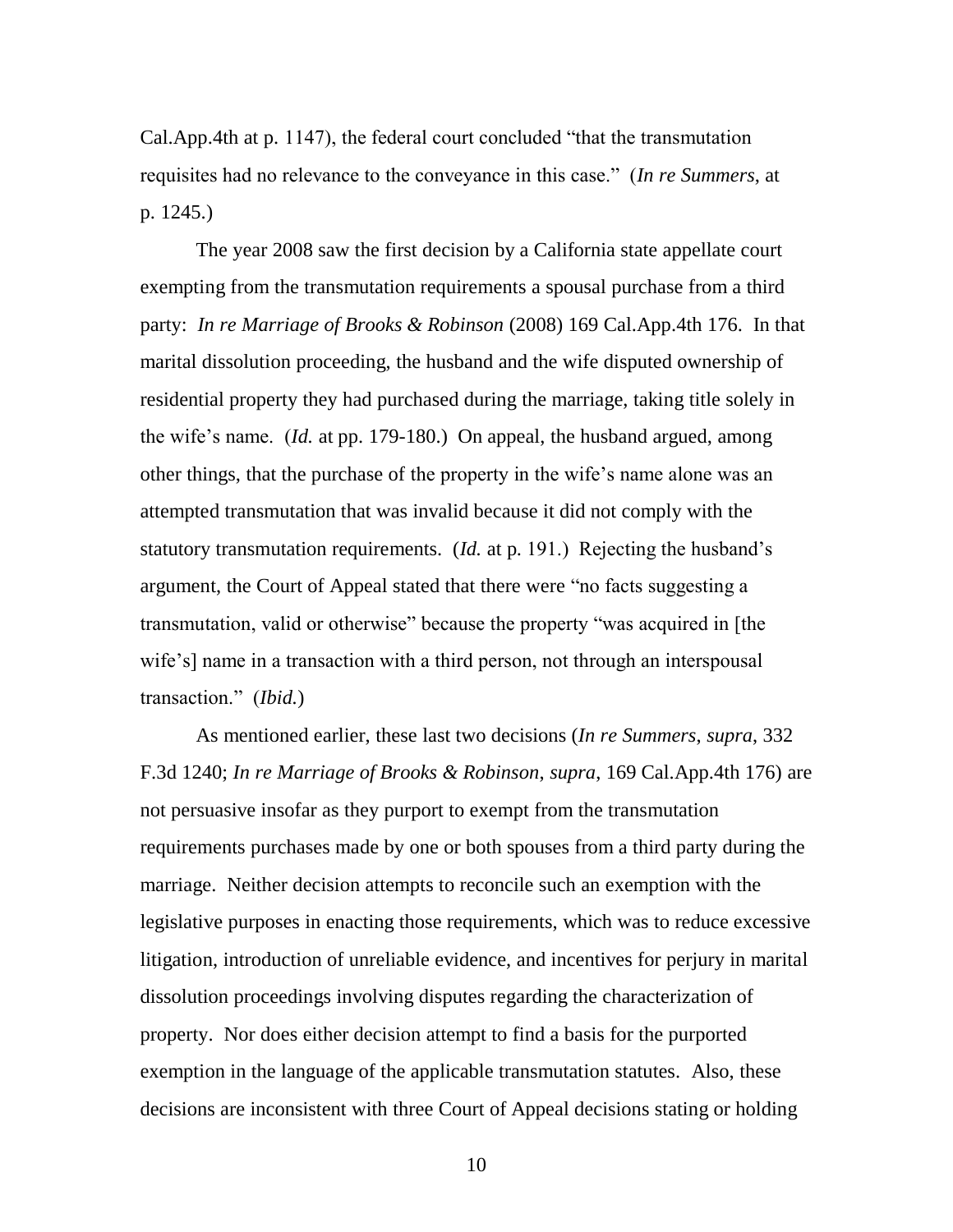Cal.App.4th at p. 1147), the federal court concluded "that the transmutation requisites had no relevance to the conveyance in this case." (*In re Summers*, at p. 1245.)

The year 2008 saw the first decision by a California state appellate court exempting from the transmutation requirements a spousal purchase from a third party: *In re Marriage of Brooks & Robinson* (2008) 169 Cal.App.4th 176. In that marital dissolution proceeding, the husband and the wife disputed ownership of residential property they had purchased during the marriage, taking title solely in the wife's name. (*Id.* at pp. 179-180.) On appeal, the husband argued, among other things, that the purchase of the property in the wife's name alone was an attempted transmutation that was invalid because it did not comply with the statutory transmutation requirements. (*Id.* at p. 191.) Rejecting the husband's argument, the Court of Appeal stated that there were "no facts suggesting a transmutation, valid or otherwise" because the property "was acquired in [the wife's] name in a transaction with a third person, not through an interspousal transaction." (*Ibid.*)

As mentioned earlier, these last two decisions (*In re Summers*, *supra*, 332 F.3d 1240; *In re Marriage of Brooks & Robinson*, *supra*, 169 Cal.App.4th 176) are not persuasive insofar as they purport to exempt from the transmutation requirements purchases made by one or both spouses from a third party during the marriage. Neither decision attempts to reconcile such an exemption with the legislative purposes in enacting those requirements, which was to reduce excessive litigation, introduction of unreliable evidence, and incentives for perjury in marital dissolution proceedings involving disputes regarding the characterization of property. Nor does either decision attempt to find a basis for the purported exemption in the language of the applicable transmutation statutes. Also, these decisions are inconsistent with three Court of Appeal decisions stating or holding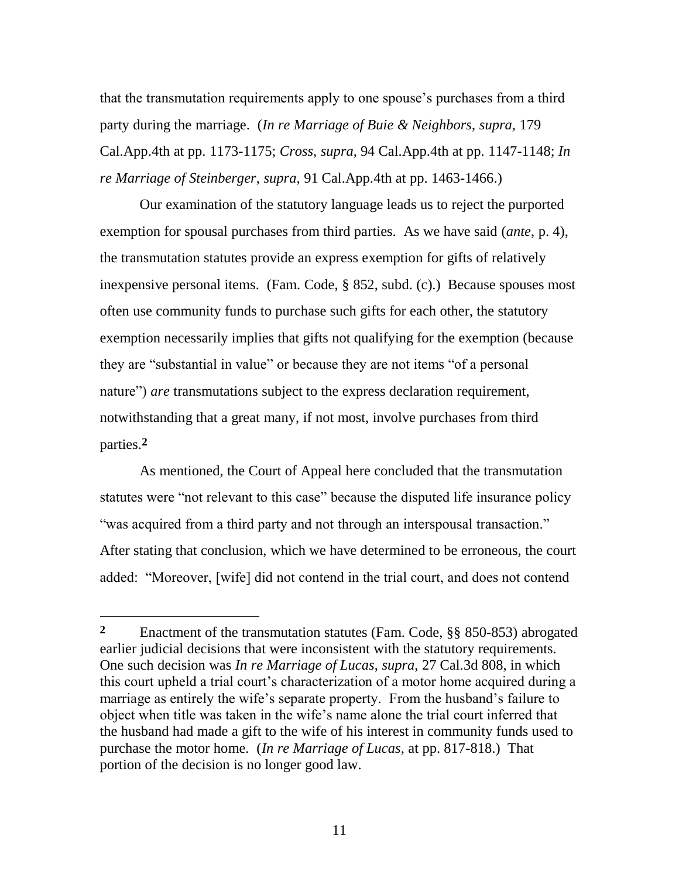that the transmutation requirements apply to one spouse's purchases from a third party during the marriage. (*In re Marriage of Buie & Neighbors*, *supra*, 179 Cal.App.4th at pp. 1173-1175; *Cross*, *supra*, 94 Cal.App.4th at pp. 1147-1148; *In re Marriage of Steinberger*, *supra*, 91 Cal.App.4th at pp. 1463-1466.)

Our examination of the statutory language leads us to reject the purported exemption for spousal purchases from third parties. As we have said (*ante*, p. 4), the transmutation statutes provide an express exemption for gifts of relatively inexpensive personal items. (Fam. Code, § 852, subd. (c).) Because spouses most often use community funds to purchase such gifts for each other, the statutory exemption necessarily implies that gifts not qualifying for the exemption (because they are "substantial in value" or because they are not items "of a personal nature") *are* transmutations subject to the express declaration requirement, notwithstanding that a great many, if not most, involve purchases from third parties.[2]

As mentioned, the Court of Appeal here concluded that the transmutation statutes were "not relevant to this case" because the disputed life insurance policy "was acquired from a third party and not through an interspousal transaction." After stating that conclusion, which we have determined to be erroneous, the court added: "Moreover, [wife] did not contend in the trial court, and does not contend

---

[2] Enactment of the transmutation statutes (Fam. Code, §§ 850-853) abrogated earlier judicial decisions that were inconsistent with the statutory requirements. One such decision was *In re Marriage of Lucas*, *supra*, 27 Cal.3d 808, in which this court upheld a trial court's characterization of a motor home acquired during a marriage as entirely the wife's separate property. From the husband's failure to object when title was taken in the wife's name alone the trial court inferred that the husband had made a gift to the wife of his interest in community funds used to purchase the motor home. (*In re Marriage of Lucas*, at pp. 817-818.) That portion of the decision is no longer good law.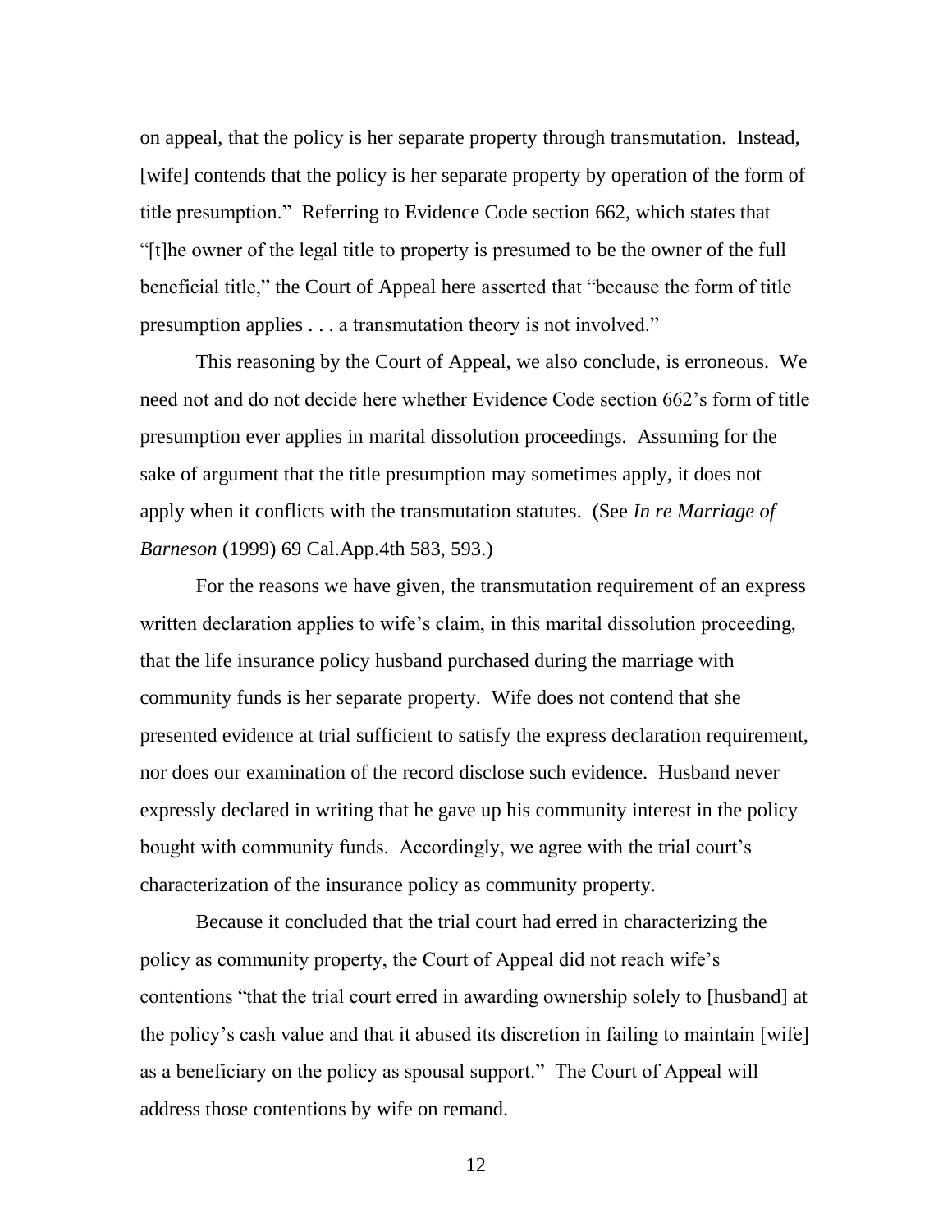on appeal, that the policy is her separate property through transmutation. Instead, [wife] contends that the policy is her separate property by operation of the form of title presumption." Referring to Evidence Code section 662, which states that "[t]he owner of the legal title to property is presumed to be the owner of the full beneficial title," the Court of Appeal here asserted that "because the form of title presumption applies . . . a transmutation theory is not involved."

This reasoning by the Court of Appeal, we also conclude, is erroneous. We need not and do not decide here whether Evidence Code section 662's form of title presumption ever applies in marital dissolution proceedings. Assuming for the sake of argument that the title presumption may sometimes apply, it does not apply when it conflicts with the transmutation statutes. (See *In re Marriage of Barneson* (1999) 69 Cal.App.4th 583, 593.)

For the reasons we have given, the transmutation requirement of an express written declaration applies to wife's claim, in this marital dissolution proceeding, that the life insurance policy husband purchased during the marriage with community funds is her separate property. Wife does not contend that she presented evidence at trial sufficient to satisfy the express declaration requirement, nor does our examination of the record disclose such evidence. Husband never expressly declared in writing that he gave up his community interest in the policy bought with community funds. Accordingly, we agree with the trial court's characterization of the insurance policy as community property.

Because it concluded that the trial court had erred in characterizing the policy as community property, the Court of Appeal did not reach wife's contentions "that the trial court erred in awarding ownership solely to [husband] at the policy's cash value and that it abused its discretion in failing to maintain [wife] as a beneficiary on the policy as spousal support." The Court of Appeal will address those contentions by wife on remand.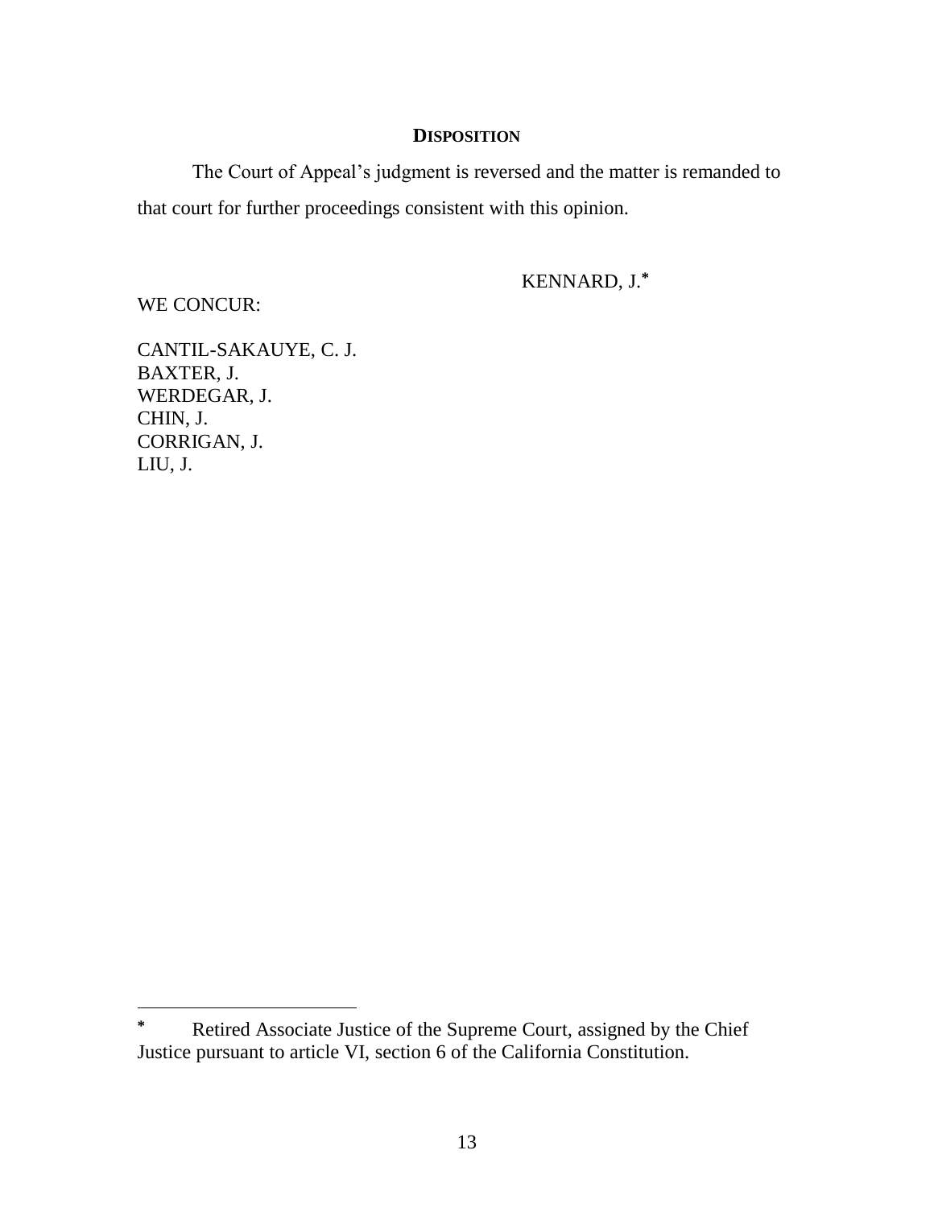**DISPOSITION**

The Court of Appeal's judgment is reversed and the matter is remanded to that court for further proceedings consistent with this opinion.

KENNARD, J.*

WE CONCUR:

CANTIL-SAKAUYE, C. J.
BAXTER, J.
WERDEGAR, J.
CHIN, J.
CORRIGAN, J.
LIU, J.

---

* Retired Associate Justice of the Supreme Court, assigned by the Chief Justice pursuant to article VI, section 6 of the California Constitution.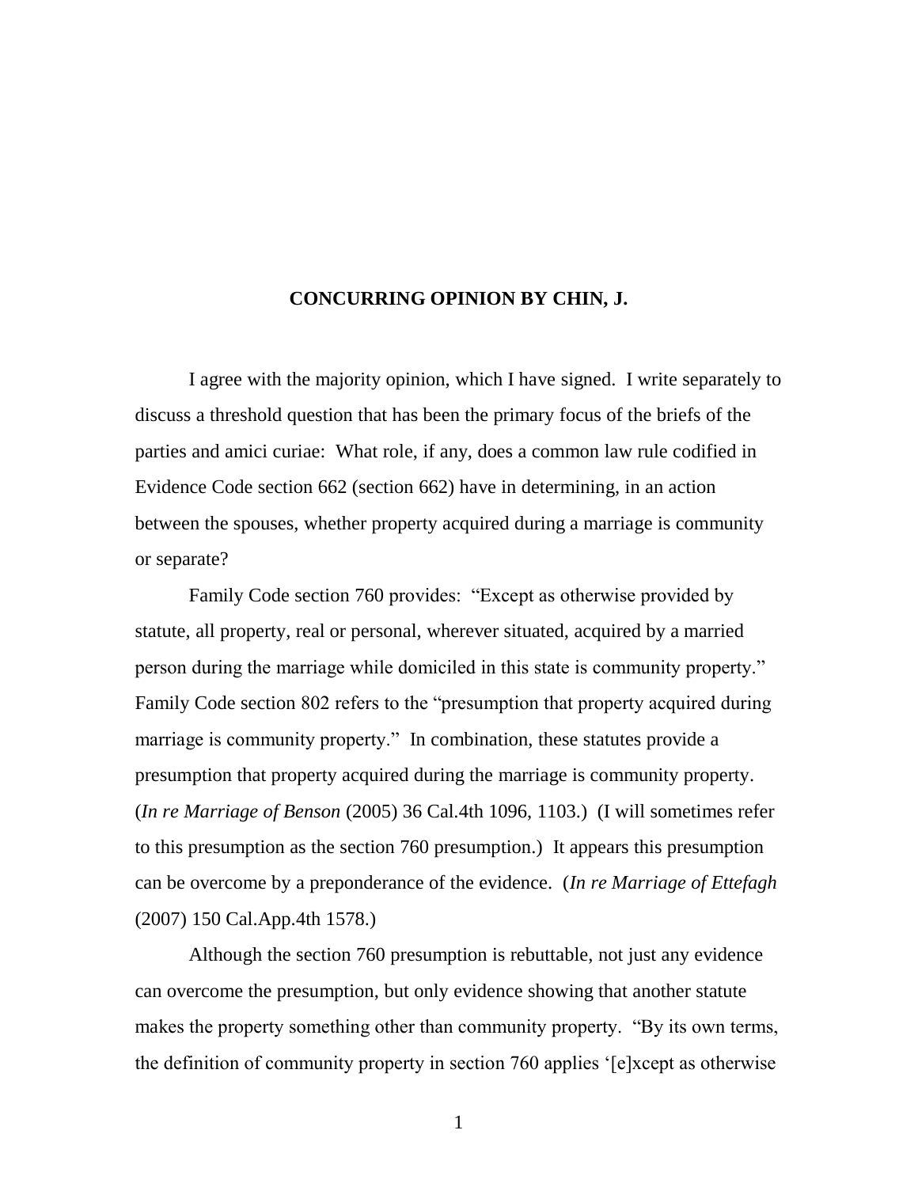**CONCURRING OPINION BY CHIN, J.**

I agree with the majority opinion, which I have signed. I write separately to discuss a threshold question that has been the primary focus of the briefs of the parties and amici curiae: What role, if any, does a common law rule codified in Evidence Code section 662 (section 662) have in determining, in an action between the spouses, whether property acquired during a marriage is community or separate?

Family Code section 760 provides: "Except as otherwise provided by statute, all property, real or personal, wherever situated, acquired by a married person during the marriage while domiciled in this state is community property." Family Code section 802 refers to the "presumption that property acquired during marriage is community property." In combination, these statutes provide a presumption that property acquired during the marriage is community property. (*In re Marriage of Benson* (2005) 36 Cal.4th 1096, 1103.) (I will sometimes refer to this presumption as the section 760 presumption.) It appears this presumption can be overcome by a preponderance of the evidence. (*In re Marriage of Ettefagh* (2007) 150 Cal.App.4th 1578.)

Although the section 760 presumption is rebuttable, not just any evidence can overcome the presumption, but only evidence showing that another statute makes the property something other than community property. "By its own terms, the definition of community property in section 760 applies '[e]xcept as otherwise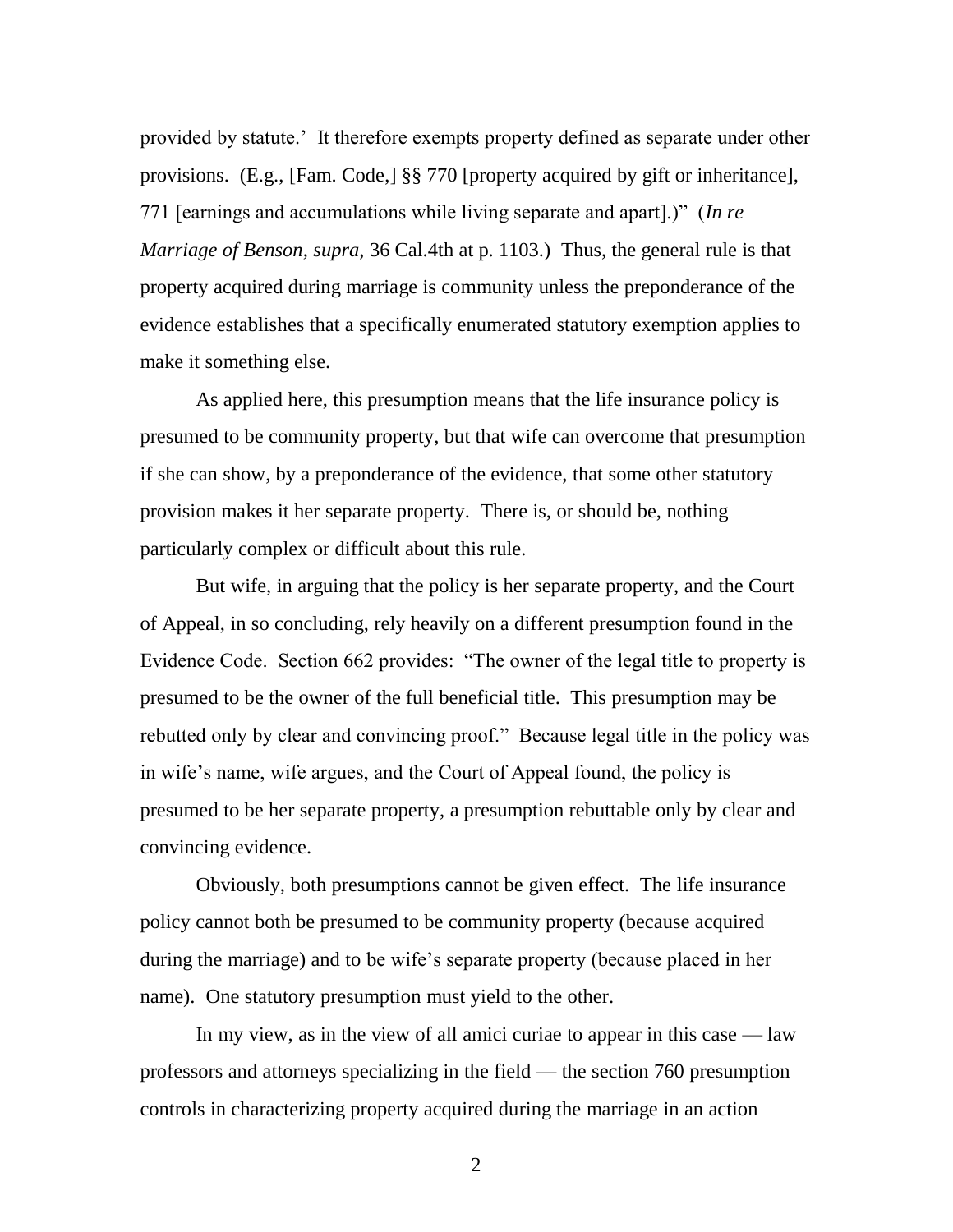provided by statute.' It therefore exempts property defined as separate under other provisions. (E.g., [Fam. Code,] §§ 770 [property acquired by gift or inheritance], 771 [earnings and accumulations while living separate and apart].)" (*In re Marriage of Benson*, *supra*, 36 Cal.4th at p. 1103.) Thus, the general rule is that property acquired during marriage is community unless the preponderance of the evidence establishes that a specifically enumerated statutory exemption applies to make it something else.

As applied here, this presumption means that the life insurance policy is presumed to be community property, but that wife can overcome that presumption if she can show, by a preponderance of the evidence, that some other statutory provision makes it her separate property. There is, or should be, nothing particularly complex or difficult about this rule.

But wife, in arguing that the policy is her separate property, and the Court of Appeal, in so concluding, rely heavily on a different presumption found in the Evidence Code. Section 662 provides: "The owner of the legal title to property is presumed to be the owner of the full beneficial title. This presumption may be rebutted only by clear and convincing proof." Because legal title in the policy was in wife's name, wife argues, and the Court of Appeal found, the policy is presumed to be her separate property, a presumption rebuttable only by clear and convincing evidence.

Obviously, both presumptions cannot be given effect. The life insurance policy cannot both be presumed to be community property (because acquired during the marriage) and to be wife's separate property (because placed in her name). One statutory presumption must yield to the other.

In my view, as in the view of all amici curiae to appear in this case — law professors and attorneys specializing in the field — the section 760 presumption controls in characterizing property acquired during the marriage in an action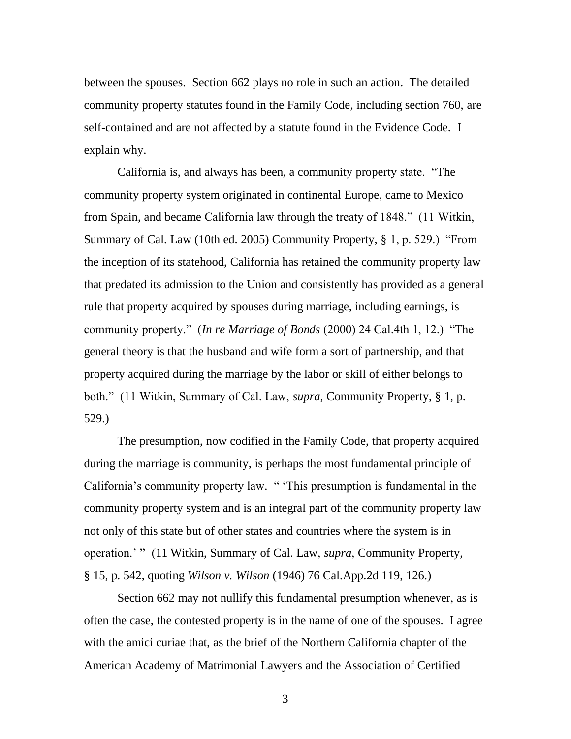between the spouses. Section 662 plays no role in such an action. The detailed community property statutes found in the Family Code, including section 760, are self-contained and are not affected by a statute found in the Evidence Code. I explain why.

California is, and always has been, a community property state. "The community property system originated in continental Europe, came to Mexico from Spain, and became California law through the treaty of 1848." (11 Witkin, Summary of Cal. Law (10th ed. 2005) Community Property, § 1, p. 529.) "From the inception of its statehood, California has retained the community property law that predated its admission to the Union and consistently has provided as a general rule that property acquired by spouses during marriage, including earnings, is community property." (*In re Marriage of Bonds* (2000) 24 Cal.4th 1, 12.) "The general theory is that the husband and wife form a sort of partnership, and that property acquired during the marriage by the labor or skill of either belongs to both." (11 Witkin, Summary of Cal. Law, *supra,* Community Property, § 1, p. 529.)

The presumption, now codified in the Family Code, that property acquired during the marriage is community, is perhaps the most fundamental principle of California's community property law. " 'This presumption is fundamental in the community property system and is an integral part of the community property law not only of this state but of other states and countries where the system is in operation.' " (11 Witkin, Summary of Cal. Law, *supra*, Community Property, § 15, p. 542, quoting *Wilson v. Wilson* (1946) 76 Cal.App.2d 119, 126.)

Section 662 may not nullify this fundamental presumption whenever, as is often the case, the contested property is in the name of one of the spouses. I agree with the amici curiae that, as the brief of the Northern California chapter of the American Academy of Matrimonial Lawyers and the Association of Certified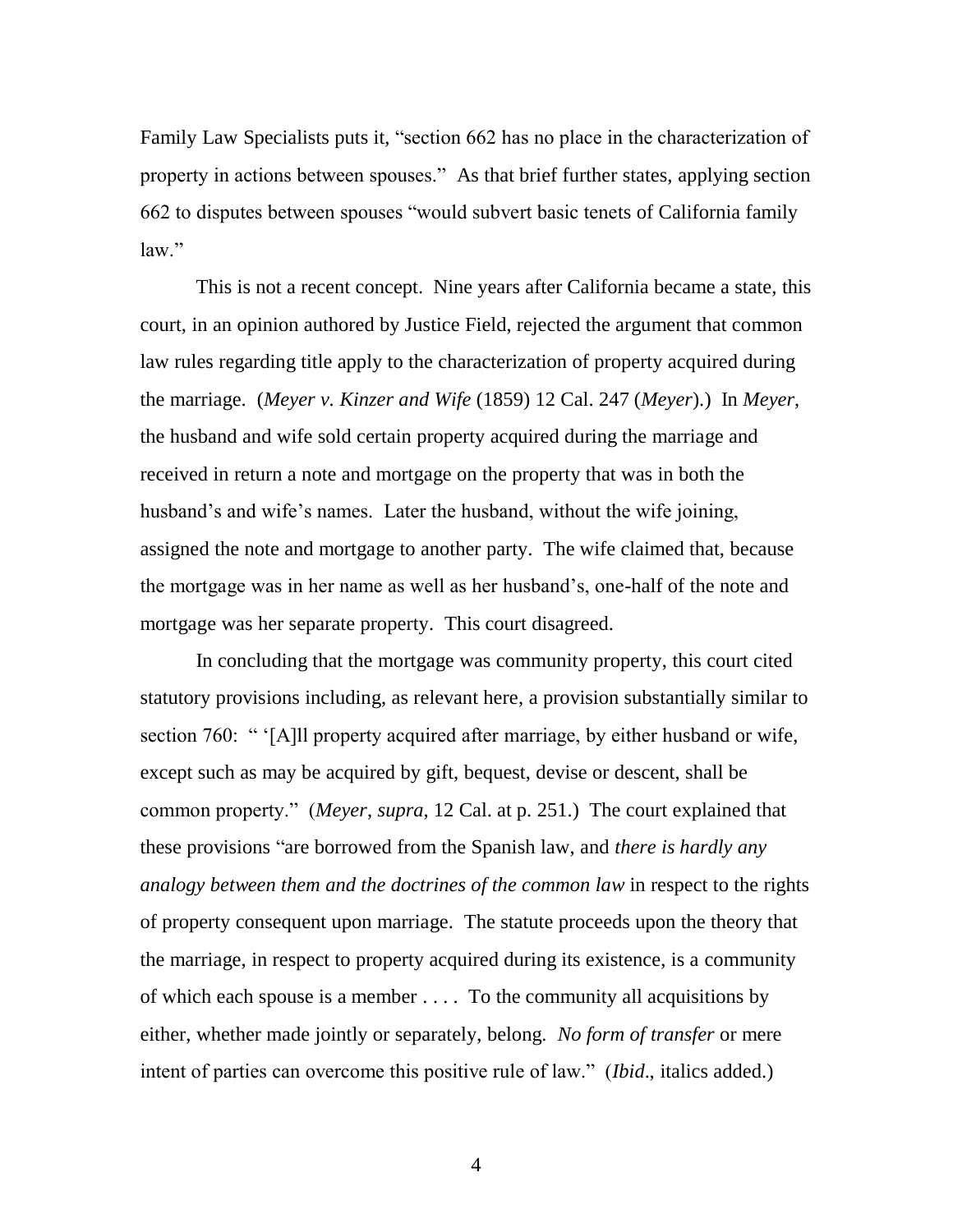Family Law Specialists puts it, "section 662 has no place in the characterization of property in actions between spouses." As that brief further states, applying section 662 to disputes between spouses "would subvert basic tenets of California family law."

This is not a recent concept. Nine years after California became a state, this court, in an opinion authored by Justice Field, rejected the argument that common law rules regarding title apply to the characterization of property acquired during the marriage. (*Meyer v. Kinzer and Wife* (1859) 12 Cal. 247 (*Meyer*).) In *Meyer*, the husband and wife sold certain property acquired during the marriage and received in return a note and mortgage on the property that was in both the husband's and wife's names. Later the husband, without the wife joining, assigned the note and mortgage to another party. The wife claimed that, because the mortgage was in her name as well as her husband's, one-half of the note and mortgage was her separate property. This court disagreed.

In concluding that the mortgage was community property, this court cited statutory provisions including, as relevant here, a provision substantially similar to section 760: " '[A]ll property acquired after marriage, by either husband or wife, except such as may be acquired by gift, bequest, devise or descent, shall be common property." (*Meyer*, *supra*, 12 Cal. at p. 251.) The court explained that these provisions "are borrowed from the Spanish law, and *there is hardly any analogy between them and the doctrines of the common law* in respect to the rights of property consequent upon marriage. The statute proceeds upon the theory that the marriage, in respect to property acquired during its existence, is a community of which each spouse is a member . . . . To the community all acquisitions by either, whether made jointly or separately, belong. *No form of transfer* or mere intent of parties can overcome this positive rule of law." (*Ibid*., italics added.)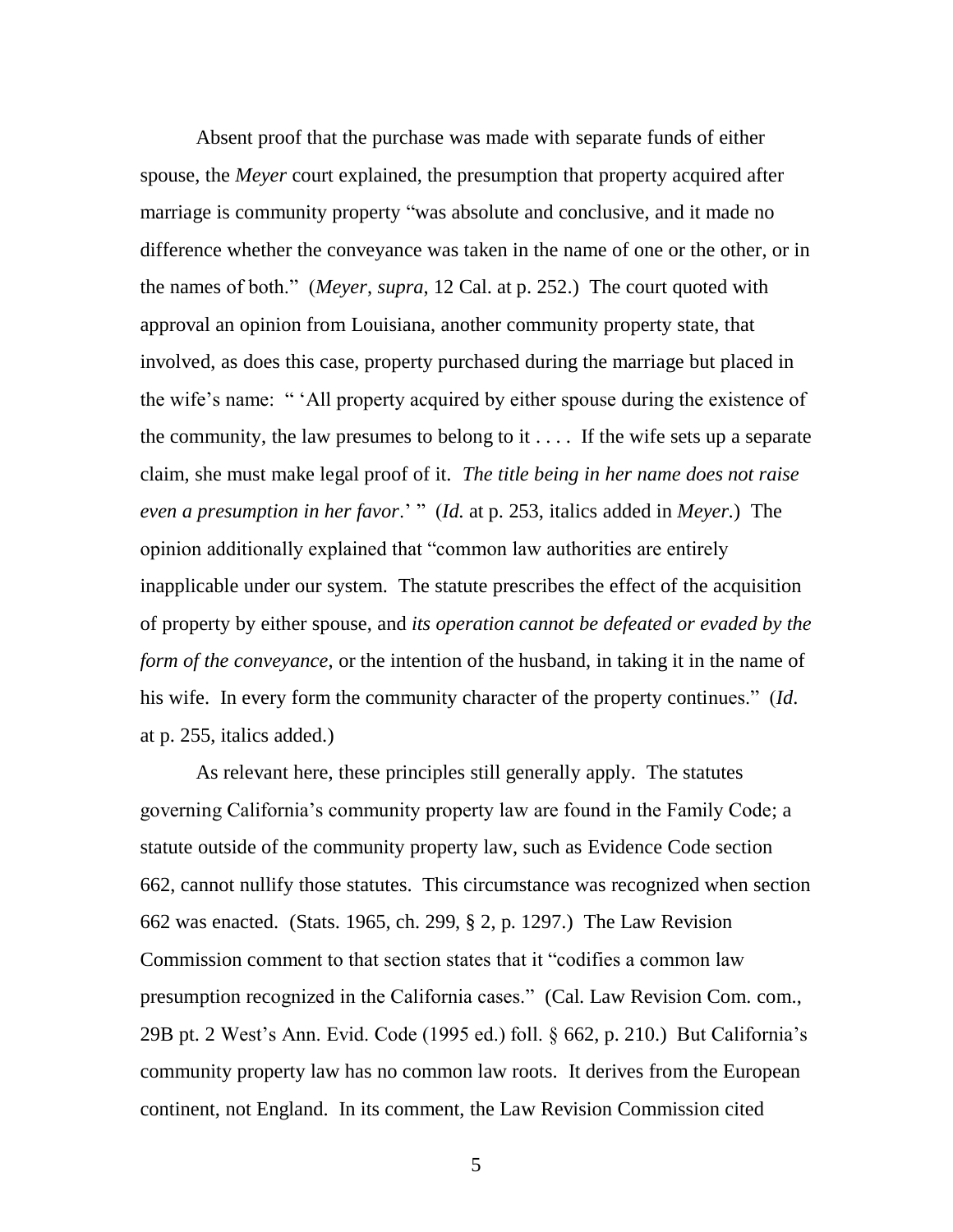Absent proof that the purchase was made with separate funds of either spouse, the *Meyer* court explained, the presumption that property acquired after marriage is community property "was absolute and conclusive, and it made no difference whether the conveyance was taken in the name of one or the other, or in the names of both." (*Meyer*, *supra*, 12 Cal. at p. 252.) The court quoted with approval an opinion from Louisiana, another community property state, that involved, as does this case, property purchased during the marriage but placed in the wife's name: " 'All property acquired by either spouse during the existence of the community, the law presumes to belong to it . . . . If the wife sets up a separate claim, she must make legal proof of it. *The title being in her name does not raise even a presumption in her favor*.' " (*Id.* at p. 253, italics added in *Meyer.*) The opinion additionally explained that "common law authorities are entirely inapplicable under our system. The statute prescribes the effect of the acquisition of property by either spouse, and *its operation cannot be defeated or evaded by the form of the conveyance*, or the intention of the husband, in taking it in the name of his wife. In every form the community character of the property continues." (*Id*. at p. 255, italics added.)

As relevant here, these principles still generally apply. The statutes governing California's community property law are found in the Family Code; a statute outside of the community property law, such as Evidence Code section 662, cannot nullify those statutes. This circumstance was recognized when section 662 was enacted. (Stats. 1965, ch. 299, § 2, p. 1297.) The Law Revision Commission comment to that section states that it "codifies a common law presumption recognized in the California cases." (Cal. Law Revision Com. com., 29B pt. 2 West's Ann. Evid. Code (1995 ed.) foll. § 662, p. 210.) But California's community property law has no common law roots. It derives from the European continent, not England. In its comment, the Law Revision Commission cited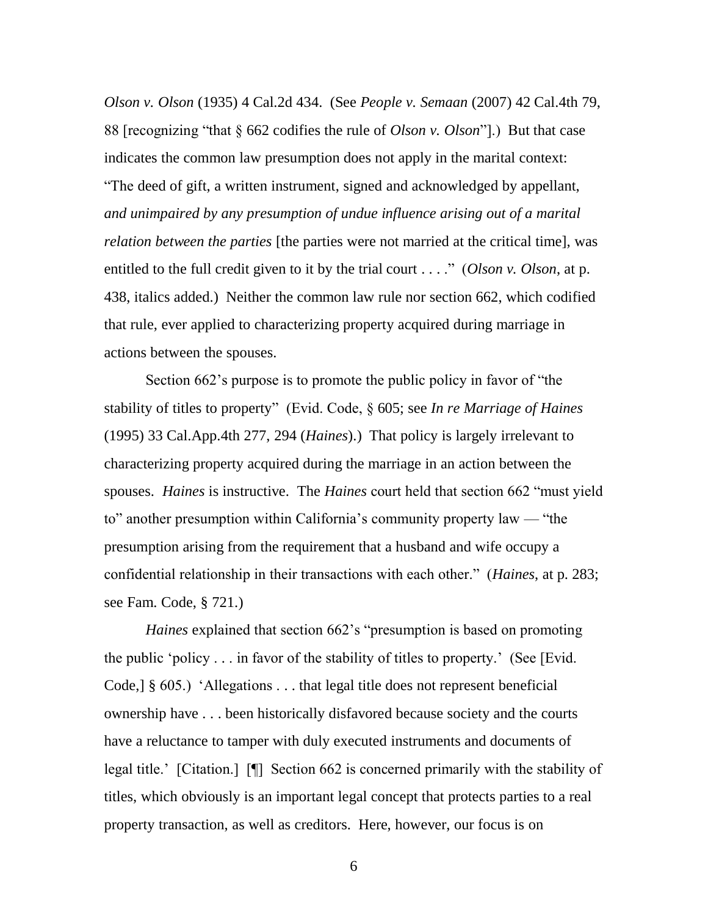*Olson v. Olson* (1935) 4 Cal.2d 434. (See *People v. Semaan* (2007) 42 Cal.4th 79, 88 [recognizing "that § 662 codifies the rule of *Olson v. Olson*"].) But that case indicates the common law presumption does not apply in the marital context: "The deed of gift, a written instrument, signed and acknowledged by appellant, *and unimpaired by any presumption of undue influence arising out of a marital relation between the parties* [the parties were not married at the critical time], was entitled to the full credit given to it by the trial court . . . ." (*Olson v. Olson*, at p. 438, italics added.) Neither the common law rule nor section 662, which codified that rule, ever applied to characterizing property acquired during marriage in actions between the spouses.

Section 662's purpose is to promote the public policy in favor of "the stability of titles to property" (Evid. Code, § 605; see *In re Marriage of Haines* (1995) 33 Cal.App.4th 277, 294 (*Haines*).) That policy is largely irrelevant to characterizing property acquired during the marriage in an action between the spouses. *Haines* is instructive. The *Haines* court held that section 662 "must yield to" another presumption within California's community property law — "the presumption arising from the requirement that a husband and wife occupy a confidential relationship in their transactions with each other." (*Haines*, at p. 283; see Fam. Code, § 721.)

*Haines* explained that section 662's "presumption is based on promoting the public 'policy . . . in favor of the stability of titles to property.' (See [Evid. Code,] § 605.) 'Allegations . . . that legal title does not represent beneficial ownership have . . . been historically disfavored because society and the courts have a reluctance to tamper with duly executed instruments and documents of legal title.' [Citation.] [¶] Section 662 is concerned primarily with the stability of titles, which obviously is an important legal concept that protects parties to a real property transaction, as well as creditors. Here, however, our focus is on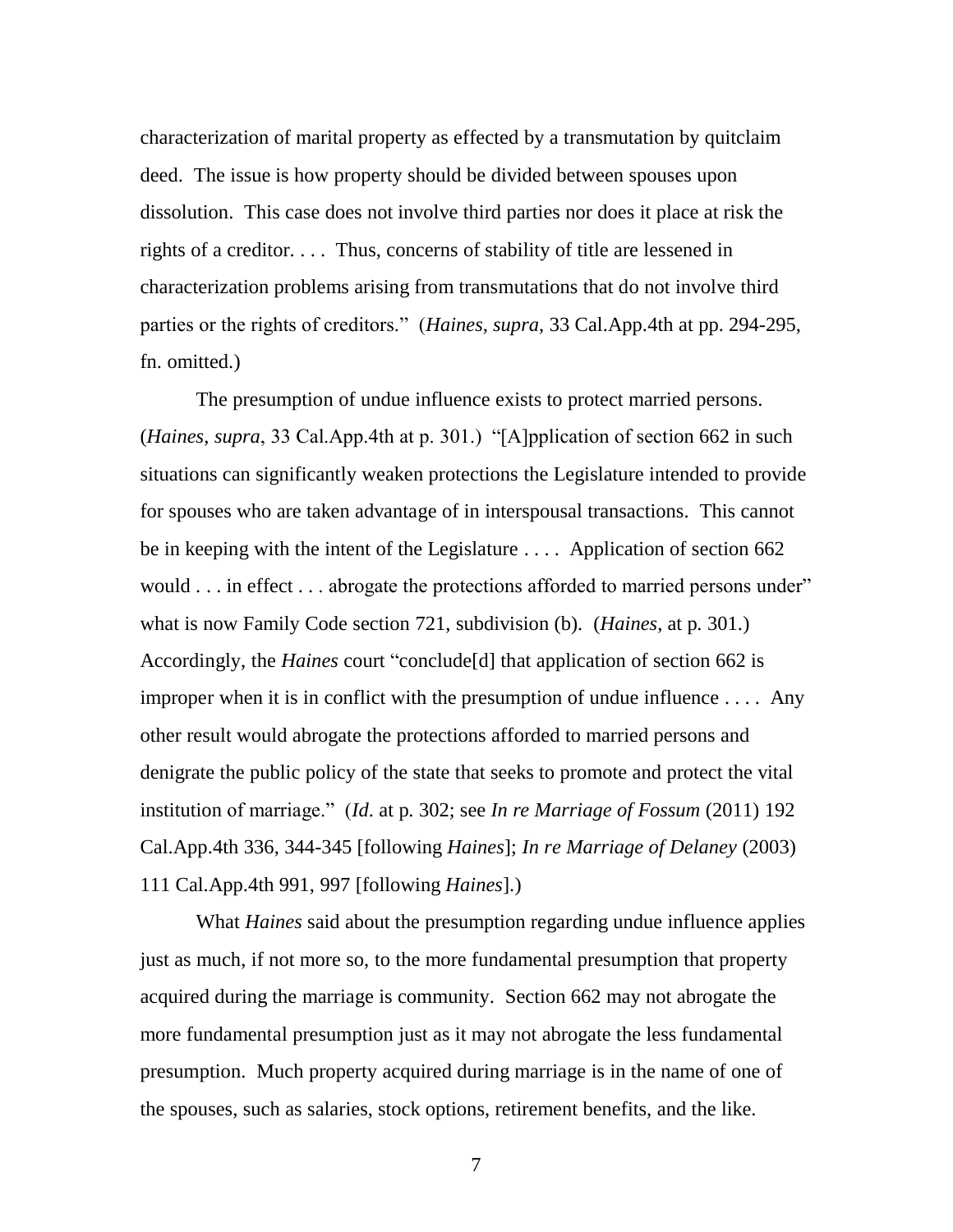characterization of marital property as effected by a transmutation by quitclaim deed. The issue is how property should be divided between spouses upon dissolution. This case does not involve third parties nor does it place at risk the rights of a creditor. . . . Thus, concerns of stability of title are lessened in characterization problems arising from transmutations that do not involve third parties or the rights of creditors." (*Haines*, *supra*, 33 Cal.App.4th at pp. 294-295, fn. omitted.)

The presumption of undue influence exists to protect married persons. (*Haines*, *supra*, 33 Cal.App.4th at p. 301.) "[A]pplication of section 662 in such situations can significantly weaken protections the Legislature intended to provide for spouses who are taken advantage of in interspousal transactions. This cannot be in keeping with the intent of the Legislature . . . . Application of section 662 would . . . in effect . . . abrogate the protections afforded to married persons under" what is now Family Code section 721, subdivision (b). (*Haines*, at p. 301.) Accordingly, the *Haines* court "conclude[d] that application of section 662 is improper when it is in conflict with the presumption of undue influence . . . . Any other result would abrogate the protections afforded to married persons and denigrate the public policy of the state that seeks to promote and protect the vital institution of marriage." (*Id*. at p. 302; see *In re Marriage of Fossum* (2011) 192 Cal.App.4th 336, 344-345 [following *Haines*]; *In re Marriage of Delaney* (2003) 111 Cal.App.4th 991, 997 [following *Haines*].)

What *Haines* said about the presumption regarding undue influence applies just as much, if not more so, to the more fundamental presumption that property acquired during the marriage is community. Section 662 may not abrogate the more fundamental presumption just as it may not abrogate the less fundamental presumption. Much property acquired during marriage is in the name of one of the spouses, such as salaries, stock options, retirement benefits, and the like.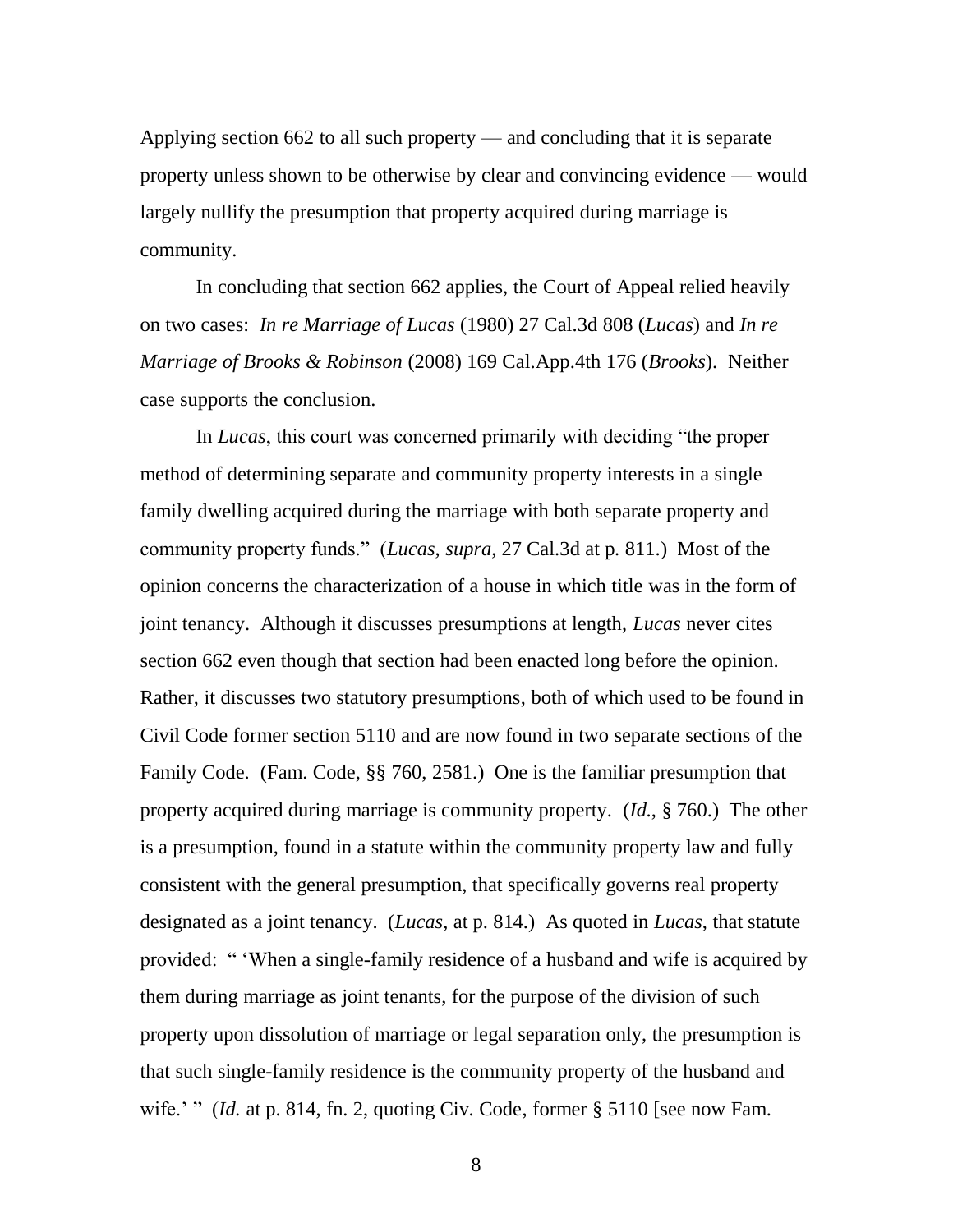Applying section 662 to all such property — and concluding that it is separate property unless shown to be otherwise by clear and convincing evidence — would largely nullify the presumption that property acquired during marriage is community.

In concluding that section 662 applies, the Court of Appeal relied heavily on two cases: *In re Marriage of Lucas* (1980) 27 Cal.3d 808 (*Lucas*) and *In re Marriage of Brooks & Robinson* (2008) 169 Cal.App.4th 176 (*Brooks*). Neither case supports the conclusion.

In *Lucas*, this court was concerned primarily with deciding "the proper method of determining separate and community property interests in a single family dwelling acquired during the marriage with both separate property and community property funds." (*Lucas*, *supra*, 27 Cal.3d at p. 811.) Most of the opinion concerns the characterization of a house in which title was in the form of joint tenancy. Although it discusses presumptions at length, *Lucas* never cites section 662 even though that section had been enacted long before the opinion. Rather, it discusses two statutory presumptions, both of which used to be found in Civil Code former section 5110 and are now found in two separate sections of the Family Code. (Fam. Code, §§ 760, 2581.) One is the familiar presumption that property acquired during marriage is community property. (*Id.*, § 760.) The other is a presumption, found in a statute within the community property law and fully consistent with the general presumption, that specifically governs real property designated as a joint tenancy. (*Lucas*, at p. 814.) As quoted in *Lucas*, that statute provided: " 'When a single-family residence of a husband and wife is acquired by them during marriage as joint tenants, for the purpose of the division of such property upon dissolution of marriage or legal separation only, the presumption is that such single-family residence is the community property of the husband and wife.' " (*Id.* at p. 814, fn. 2, quoting Civ. Code, former § 5110 [see now Fam.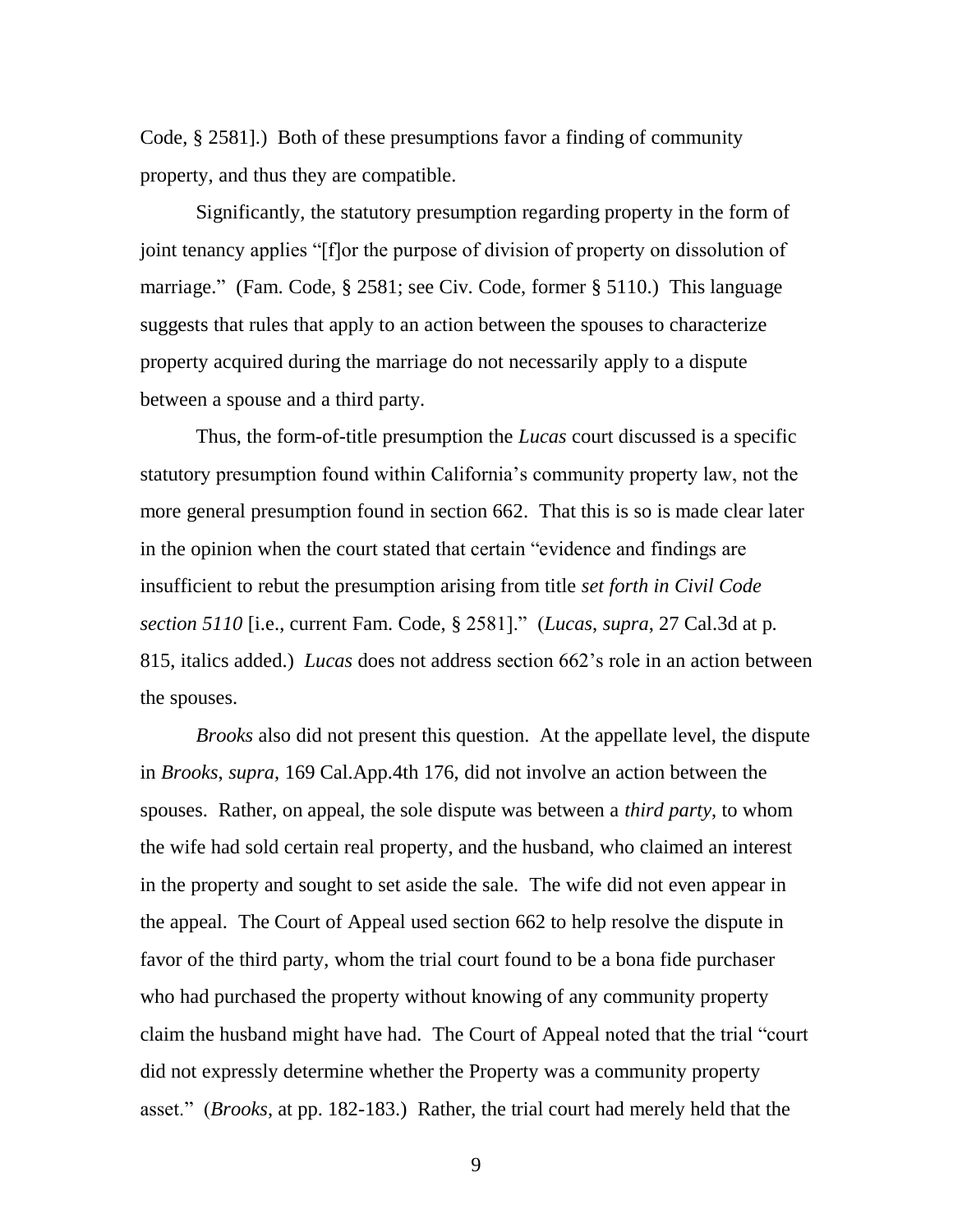Code, § 2581].) Both of these presumptions favor a finding of community property, and thus they are compatible.

Significantly, the statutory presumption regarding property in the form of joint tenancy applies "[f]or the purpose of division of property on dissolution of marriage." (Fam. Code, § 2581; see Civ. Code, former § 5110.) This language suggests that rules that apply to an action between the spouses to characterize property acquired during the marriage do not necessarily apply to a dispute between a spouse and a third party.

Thus, the form-of-title presumption the *Lucas* court discussed is a specific statutory presumption found within California's community property law, not the more general presumption found in section 662. That this is so is made clear later in the opinion when the court stated that certain "evidence and findings are insufficient to rebut the presumption arising from title *set forth in Civil Code section 5110* [i.e., current Fam. Code, § 2581]." (*Lucas*, *supra*, 27 Cal.3d at p. 815, italics added.) *Lucas* does not address section 662's role in an action between the spouses.

*Brooks* also did not present this question. At the appellate level, the dispute in *Brooks*, *supra*, 169 Cal.App.4th 176, did not involve an action between the spouses. Rather, on appeal, the sole dispute was between a *third party*, to whom the wife had sold certain real property, and the husband, who claimed an interest in the property and sought to set aside the sale. The wife did not even appear in the appeal. The Court of Appeal used section 662 to help resolve the dispute in favor of the third party, whom the trial court found to be a bona fide purchaser who had purchased the property without knowing of any community property claim the husband might have had. The Court of Appeal noted that the trial "court did not expressly determine whether the Property was a community property asset." (*Brooks*, at pp. 182-183.) Rather, the trial court had merely held that the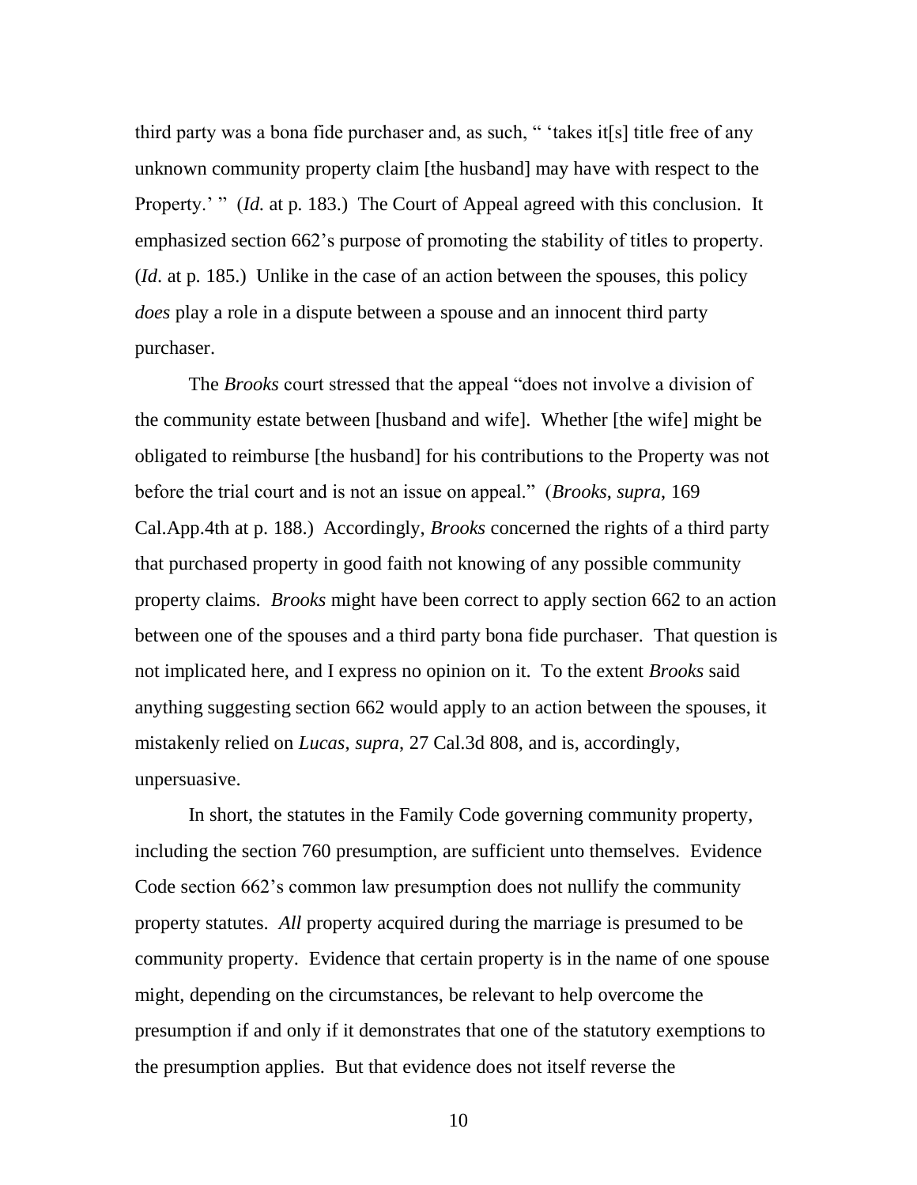third party was a bona fide purchaser and, as such, " 'takes it[s] title free of any unknown community property claim [the husband] may have with respect to the Property.' " (*Id.* at p. 183.) The Court of Appeal agreed with this conclusion. It emphasized section 662's purpose of promoting the stability of titles to property. (*Id*. at p. 185.) Unlike in the case of an action between the spouses, this policy *does* play a role in a dispute between a spouse and an innocent third party purchaser.

The *Brooks* court stressed that the appeal "does not involve a division of the community estate between [husband and wife]. Whether [the wife] might be obligated to reimburse [the husband] for his contributions to the Property was not before the trial court and is not an issue on appeal." (*Brooks*, *supra*, 169 Cal.App.4th at p. 188.) Accordingly, *Brooks* concerned the rights of a third party that purchased property in good faith not knowing of any possible community property claims. *Brooks* might have been correct to apply section 662 to an action between one of the spouses and a third party bona fide purchaser. That question is not implicated here, and I express no opinion on it. To the extent *Brooks* said anything suggesting section 662 would apply to an action between the spouses, it mistakenly relied on *Lucas*, *supra*, 27 Cal.3d 808, and is, accordingly, unpersuasive.

In short, the statutes in the Family Code governing community property, including the section 760 presumption, are sufficient unto themselves. Evidence Code section 662's common law presumption does not nullify the community property statutes. *All* property acquired during the marriage is presumed to be community property. Evidence that certain property is in the name of one spouse might, depending on the circumstances, be relevant to help overcome the presumption if and only if it demonstrates that one of the statutory exemptions to the presumption applies. But that evidence does not itself reverse the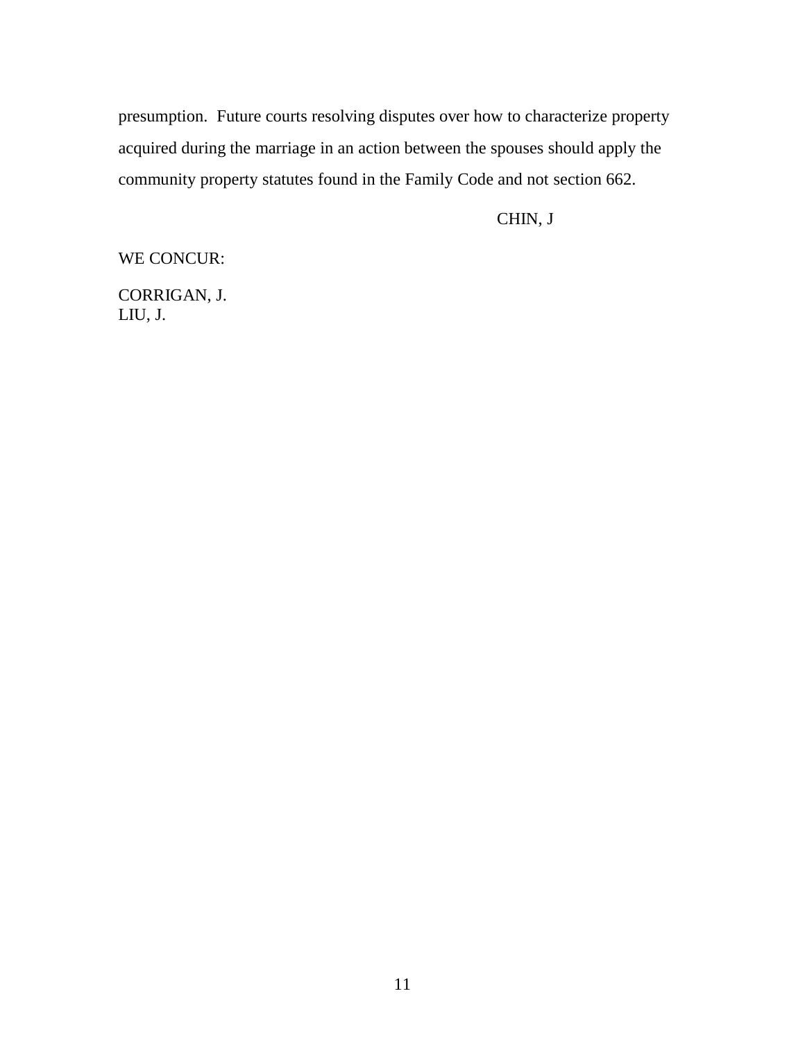presumption. Future courts resolving disputes over how to characterize property acquired during the marriage in an action between the spouses should apply the community property statutes found in the Family Code and not section 662.

CHIN, J

WE CONCUR:

CORRIGAN, J.
LIU, J.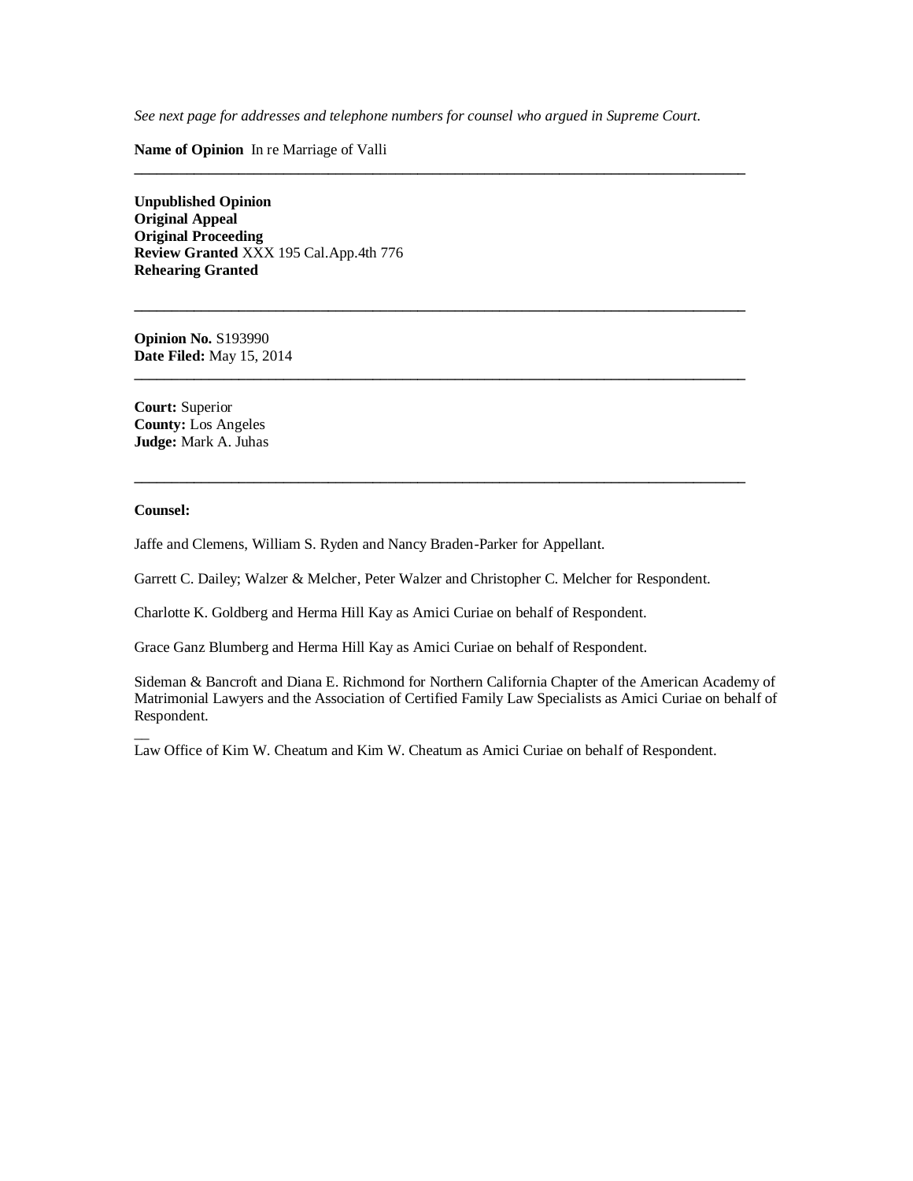*See next page for addresses and telephone numbers for counsel who argued in Supreme Court.*

**Name of Opinion** In re Marriage of Valli

---

**Unpublished Opinion**
**Original Appeal**
**Original Proceeding**
**Review Granted** XXX 195 Cal.App.4th 776
**Rehearing Granted**

---

**Opinion No.** S193990
**Date Filed:** May 15, 2014

---

**Court:** Superior
**County:** Los Angeles
**Judge:** Mark A. Juhas

---

**Counsel:**

Jaffe and Clemens, William S. Ryden and Nancy Braden-Parker for Appellant.

Garrett C. Dailey; Walzer & Melcher, Peter Walzer and Christopher C. Melcher for Respondent.

Charlotte K. Goldberg and Herma Hill Kay as Amici Curiae on behalf of Respondent.

Grace Ganz Blumberg and Herma Hill Kay as Amici Curiae on behalf of Respondent.

Sideman & Bancroft and Diana E. Richmond for Northern California Chapter of the American Academy of Matrimonial Lawyers and the Association of Certified Family Law Specialists as Amici Curiae on behalf of Respondent.

Law Office of Kim W. Cheatum and Kim W. Cheatum as Amici Curiae on behalf of Respondent.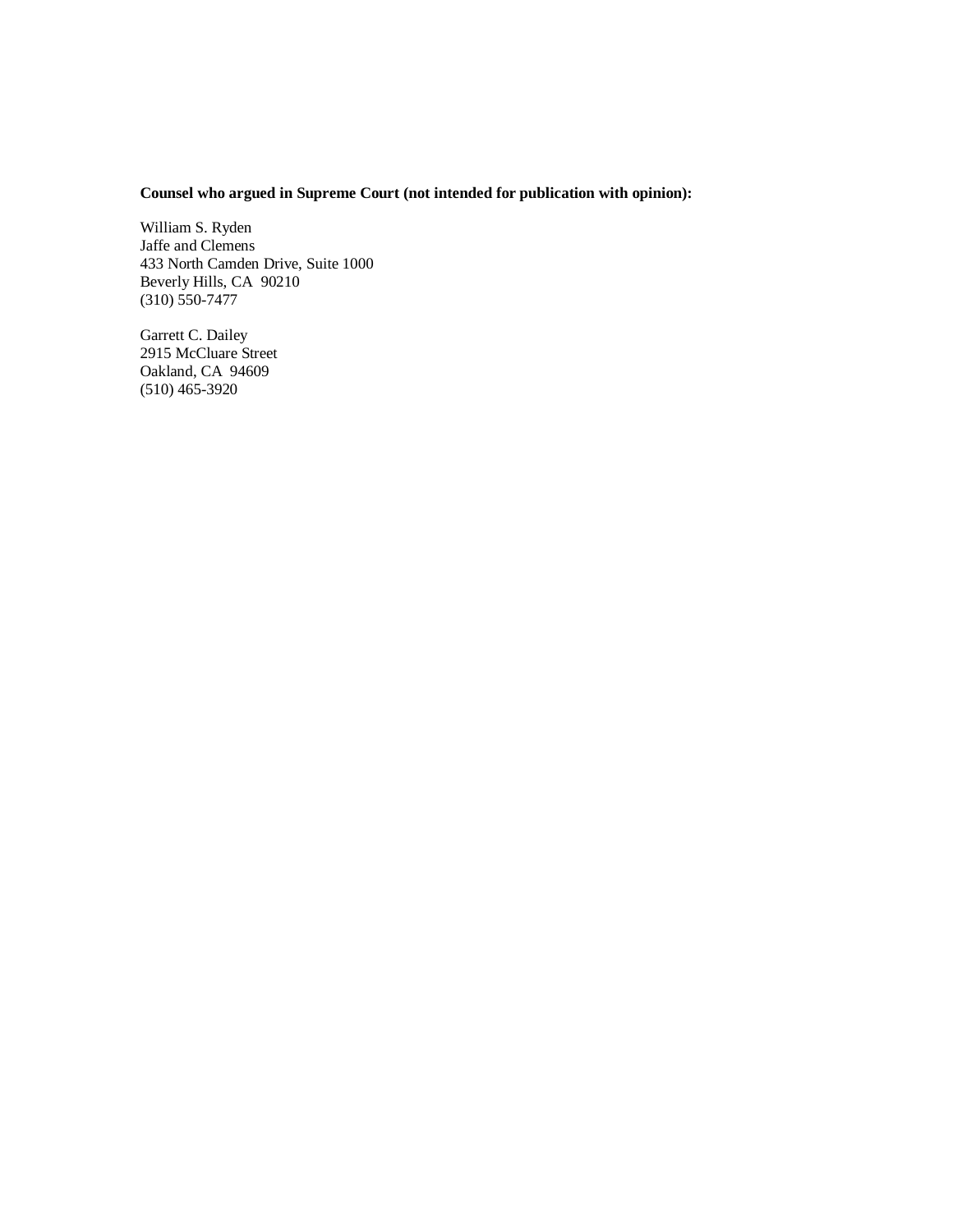**Counsel who argued in Supreme Court (not intended for publication with opinion):**

William S. Ryden
Jaffe and Clemens
433 North Camden Drive, Suite 1000
Beverly Hills, CA 90210
(310) 550-7477

Garrett C. Dailey
2915 McCluare Street
Oakland, CA 94609
(510) 465-3920